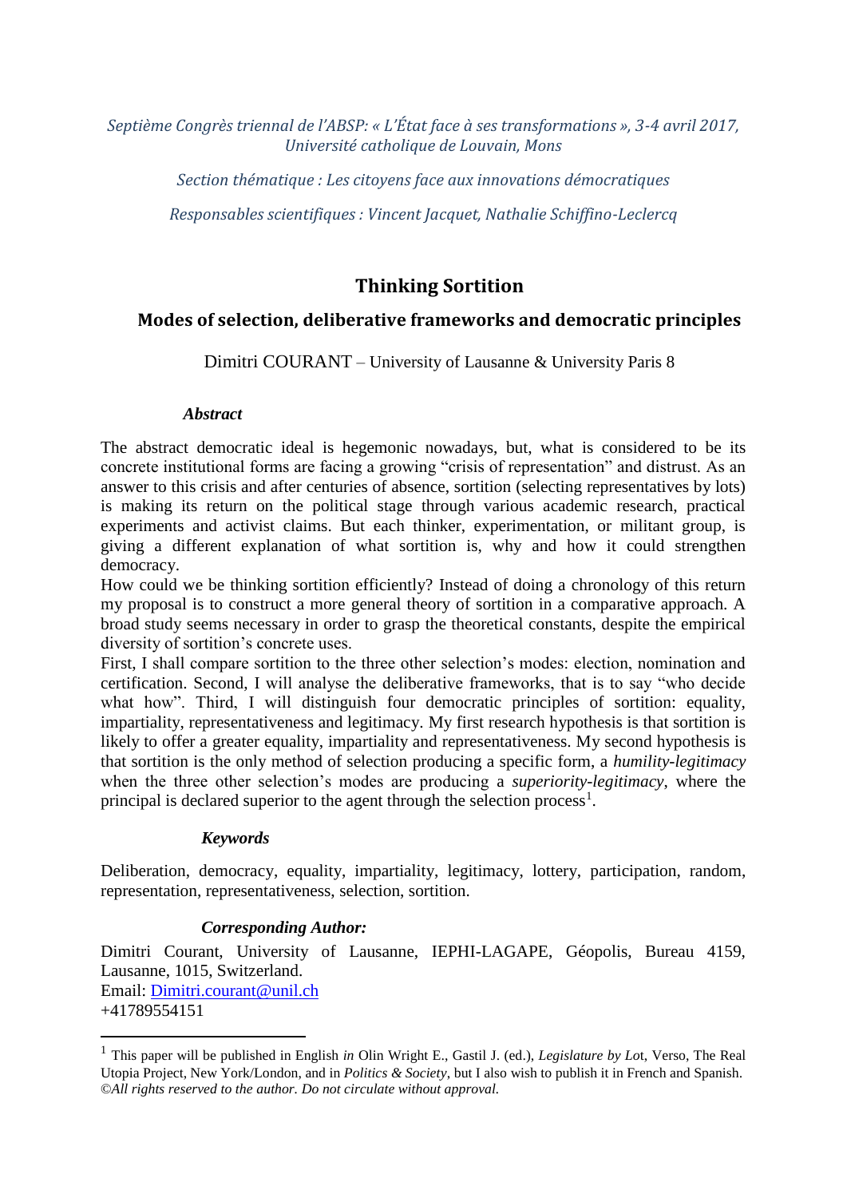*Septième Congrès triennal de l'ABSP: « L'État face à ses transformations », 3-4 avril 2017, Université catholique de Louvain, Mons*

*Section thématique : Les citoyens face aux innovations démocratiques*

*Responsables scientifiques : Vincent Jacquet, Nathalie Schiffino-Leclercq*

# Thinking Sortition

## Modes of selection, deliberative frameworks and democratic principles

Dimitri COURANT – University of Lausanne & University Paris 8

### *Abstract*

The abstract democratic ideal is hegemonic nowadays, but, what is considered to be its concrete institutional forms are facing a growing "crisis of representation" and distrust. As an answer to this crisis and after centuries of absence, sortition (selecting representatives by lots) is making its return on the political stage through various academic research, practical experiments and activist claims. But each thinker, experimentation, or militant group, is giving a different explanation of what sortition is, why and how it could strengthen democracy.

How could we be thinking sortition efficiently? Instead of doing a chronology of this return my proposal is to construct a more general theory of sortition in a comparative approach. A broad study seems necessary in order to grasp the theoretical constants, despite the empirical diversity of sortition's concrete uses.

First, I shall compare sortition to the three other selection's modes: election, nomination and certification. Second, I will analyse the deliberative frameworks, that is to say "who decide what how". Third, I will distinguish four democratic principles of sortition: equality, impartiality, representativeness and legitimacy. My first research hypothesis is that sortition is likely to offer a greater equality, impartiality and representativeness. My second hypothesis is that sortition is the only method of selection producing a specific form, a *humility-legitimacy* when the three other selection's modes are producing a *superiority-legitimacy*, where the principal is declared superior to the agent through the selection process[1].

### *Keywords*

Deliberation, democracy, equality, impartiality, legitimacy, lottery, participation, random, representation, representativeness, selection, sortition.

### *Corresponding Author:*

Dimitri Courant, University of Lausanne, IEPHI-LAGAPE, Géopolis, Bureau 4159, Lausanne, 1015, Switzerland.
Email: Dimitri.courant@unil.ch
+41789554151

[1] This paper will be published in English *in* Olin Wright E., Gastil J. (ed.), *Legislature by Lot*, Verso, The Real Utopia Project, New York/London, and in *Politics & Society*, but I also wish to publish it in French and Spanish. *©All rights reserved to the author. Do not circulate without approval.*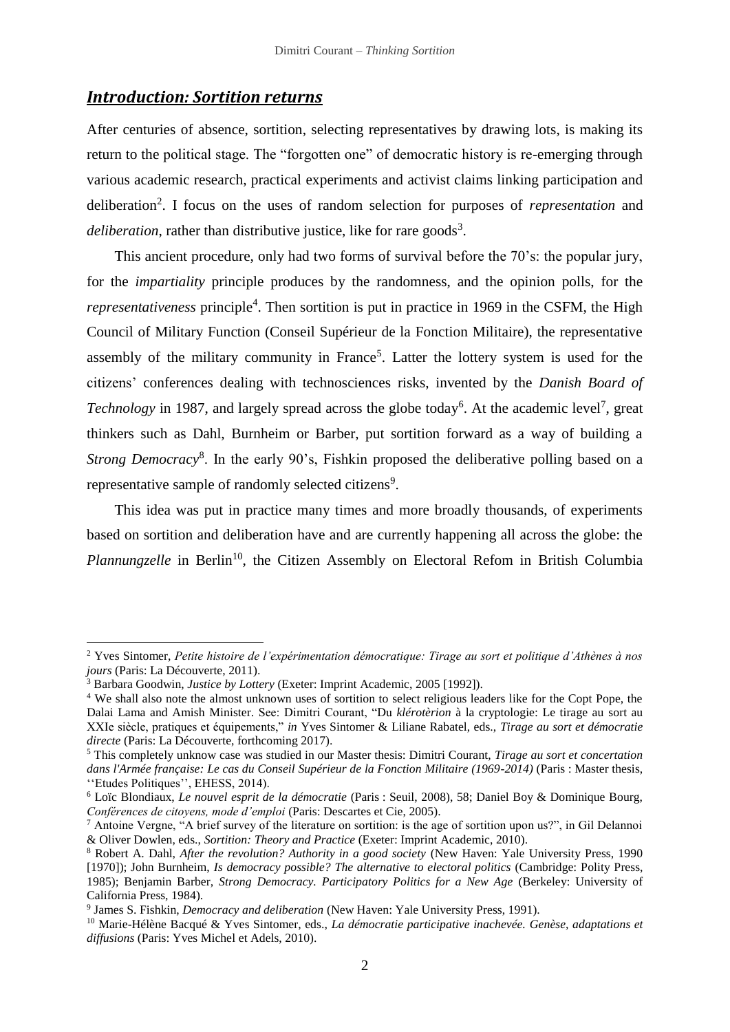## ***Introduction: Sortition returns***

After centuries of absence, sortition, selecting representatives by drawing lots, is making its return to the political stage. The "forgotten one" of democratic history is re-emerging through various academic research, practical experiments and activist claims linking participation and deliberation[2]. I focus on the uses of random selection for purposes of *representation* and *deliberation*, rather than distributive justice, like for rare goods[3].

This ancient procedure, only had two forms of survival before the 70's: the popular jury, for the *impartiality* principle produces by the randomness, and the opinion polls, for the *representativeness* principle[4]. Then sortition is put in practice in 1969 in the CSFM, the High Council of Military Function (Conseil Supérieur de la Fonction Militaire), the representative assembly of the military community in France[5]. Latter the lottery system is used for the citizens' conferences dealing with technosciences risks, invented by the *Danish Board of Technology* in 1987, and largely spread across the globe today[6]. At the academic level[7], great thinkers such as Dahl, Burnheim or Barber, put sortition forward as a way of building a *Strong Democracy*[8]. In the early 90's, Fishkin proposed the deliberative polling based on a representative sample of randomly selected citizens[9].

This idea was put in practice many times and more broadly thousands, of experiments based on sortition and deliberation have and are currently happening all across the globe: the *Plannungzelle* in Berlin[10], the Citizen Assembly on Electoral Refom in British Columbia

---

[2] Yves Sintomer, *Petite histoire de l'expérimentation démocratique: Tirage au sort et politique d'Athènes à nos jours* (Paris: La Découverte, 2011).

[3] Barbara Goodwin, *Justice by Lottery* (Exeter: Imprint Academic, 2005 [1992]).

[4] We shall also note the almost unknown uses of sortition to select religious leaders like for the Copt Pope, the Dalai Lama and Amish Minister. See: Dimitri Courant, "Du *klérotèrion* à la cryptologie: Le tirage au sort au XXIe siècle, pratiques et équipements," *in* Yves Sintomer & Liliane Rabatel, eds., *Tirage au sort et démocratie directe* (Paris: La Découverte, forthcoming 2017).

[5] This completely unknow case was studied in our Master thesis: Dimitri Courant, *Tirage au sort et concertation dans l'Armée française: Le cas du Conseil Supérieur de la Fonction Militaire (1969-2014)* (Paris : Master thesis, ''Etudes Politiques'', EHESS, 2014).

[6] Loïc Blondiaux, *Le nouvel esprit de la démocratie* (Paris : Seuil, 2008), 58; Daniel Boy & Dominique Bourg, *Conférences de citoyens, mode d'emploi* (Paris: Descartes et Cie, 2005).

[7] Antoine Vergne, "A brief survey of the literature on sortition: is the age of sortition upon us?", in Gil Delannoi & Oliver Dowlen, eds., *Sortition: Theory and Practice* (Exeter: Imprint Academic, 2010).

[8] Robert A. Dahl, *After the revolution? Authority in a good society* (New Haven: Yale University Press, 1990 [1970]); John Burnheim, *Is democracy possible? The alternative to electoral politics* (Cambridge: Polity Press, 1985); Benjamin Barber, *Strong Democracy. Participatory Politics for a New Age* (Berkeley: University of California Press, 1984).

[9] James S. Fishkin, *Democracy and deliberation* (New Haven: Yale University Press, 1991).

[10] Marie-Hélène Bacqué & Yves Sintomer, eds., *La démocratie participative inachevée. Genèse, adaptations et diffusions* (Paris: Yves Michel et Adels, 2010).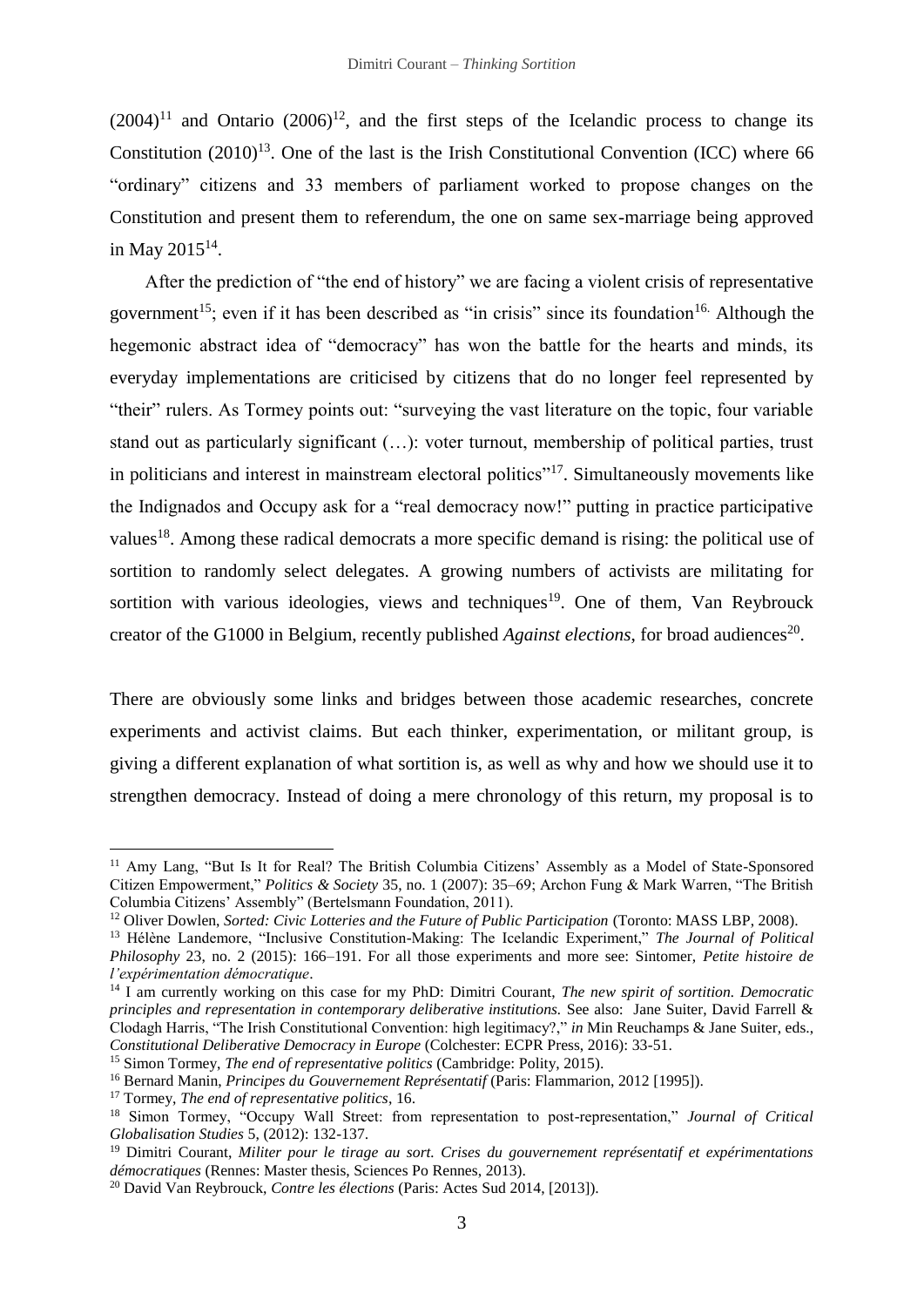(2004)[11] and Ontario (2006)[12], and the first steps of the Icelandic process to change its Constitution (2010)[13]. One of the last is the Irish Constitutional Convention (ICC) where 66 "ordinary" citizens and 33 members of parliament worked to propose changes on the Constitution and present them to referendum, the one on same sex-marriage being approved in May 2015[14].

After the prediction of "the end of history" we are facing a violent crisis of representative government[15]; even if it has been described as "in crisis" since its foundation[16]. Although the hegemonic abstract idea of "democracy" has won the battle for the hearts and minds, its everyday implementations are criticised by citizens that do no longer feel represented by "their" rulers. As Tormey points out: "surveying the vast literature on the topic, four variable stand out as particularly significant (…): voter turnout, membership of political parties, trust in politicians and interest in mainstream electoral politics"[17]. Simultaneously movements like the Indignados and Occupy ask for a "real democracy now!" putting in practice participative values[18]. Among these radical democrats a more specific demand is rising: the political use of sortition to randomly select delegates. A growing numbers of activists are militating for sortition with various ideologies, views and techniques[19]. One of them, Van Reybrouck creator of the G1000 in Belgium, recently published *Against elections*, for broad audiences[20].

There are obviously some links and bridges between those academic researches, concrete experiments and activist claims. But each thinker, experimentation, or militant group, is giving a different explanation of what sortition is, as well as why and how we should use it to strengthen democracy. Instead of doing a mere chronology of this return, my proposal is to

---

[11] Amy Lang, "But Is It for Real? The British Columbia Citizens' Assembly as a Model of State-Sponsored Citizen Empowerment," *Politics & Society* 35, no. 1 (2007): 35–69; Archon Fung & Mark Warren, "The British Columbia Citizens' Assembly" (Bertelsmann Foundation, 2011).

[12] Oliver Dowlen, *Sorted: Civic Lotteries and the Future of Public Participation* (Toronto: MASS LBP, 2008).

[13] Hélène Landemore, "Inclusive Constitution-Making: The Icelandic Experiment," *The Journal of Political Philosophy* 23, no. 2 (2015): 166–191. For all those experiments and more see: Sintomer, *Petite histoire de l'expérimentation démocratique*.

[14] I am currently working on this case for my PhD: Dimitri Courant, *The new spirit of sortition. Democratic principles and representation in contemporary deliberative institutions.* See also: Jane Suiter, David Farrell & Clodagh Harris, "The Irish Constitutional Convention: high legitimacy?," *in* Min Reuchamps & Jane Suiter, eds., *Constitutional Deliberative Democracy in Europe* (Colchester: ECPR Press, 2016): 33-51.

[15] Simon Tormey, *The end of representative politics* (Cambridge: Polity, 2015).

[16] Bernard Manin, *Principes du Gouvernement Représentatif* (Paris: Flammarion, 2012 [1995]).

[17] Tormey, *The end of representative politics*, 16.

[18] Simon Tormey, "Occupy Wall Street: from representation to post-representation," *Journal of Critical Globalisation Studies* 5, (2012): 132-137.

[19] Dimitri Courant, *Militer pour le tirage au sort. Crises du gouvernement représentatif et expérimentations démocratiques* (Rennes: Master thesis, Sciences Po Rennes, 2013).

[20] David Van Reybrouck, *Contre les élections* (Paris: Actes Sud 2014, [2013]).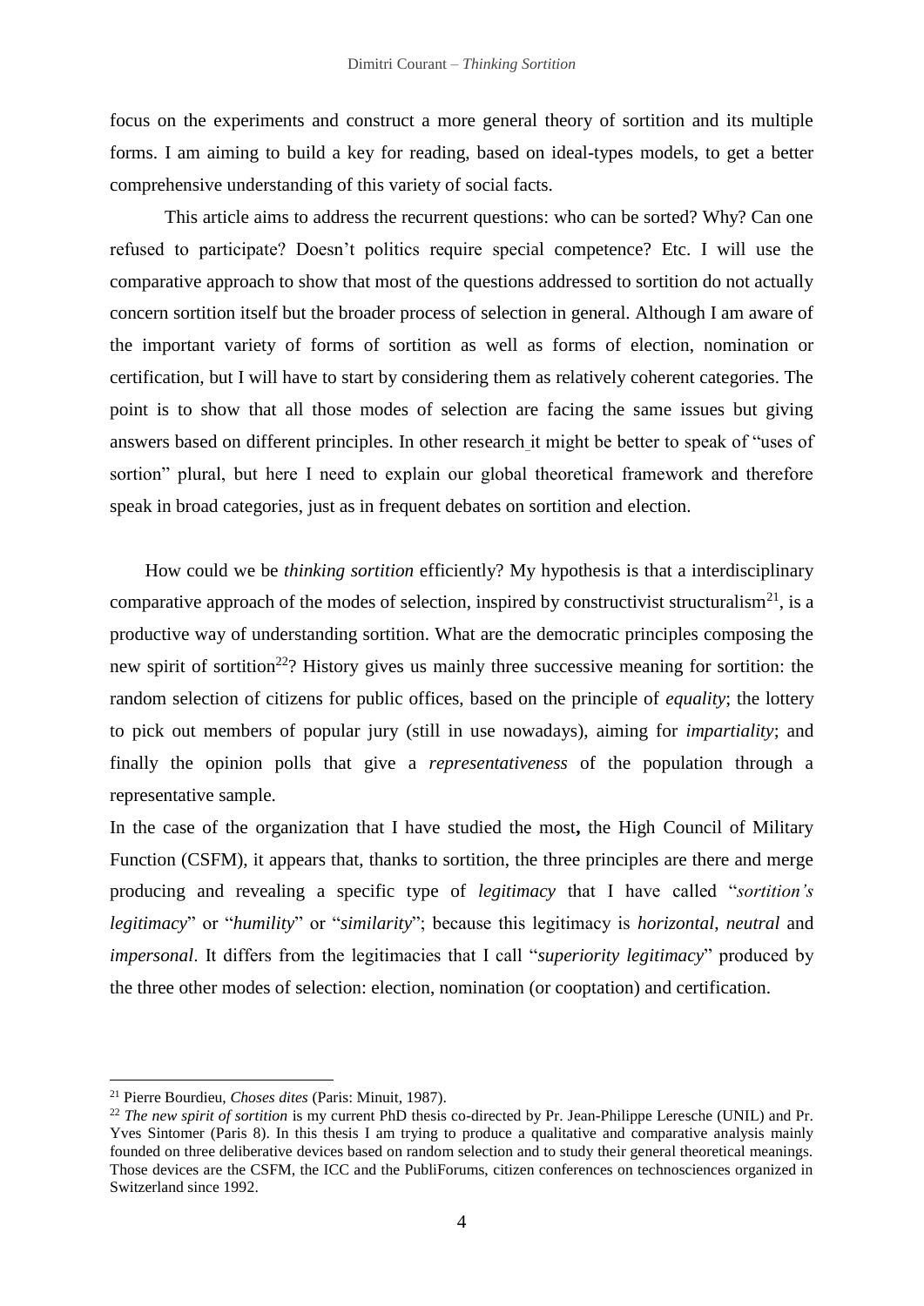focus on the experiments and construct a more general theory of sortition and its multiple forms. I am aiming to build a key for reading, based on ideal-types models, to get a better comprehensive understanding of this variety of social facts.

This article aims to address the recurrent questions: who can be sorted? Why? Can one refused to participate? Doesn't politics require special competence? Etc. I will use the comparative approach to show that most of the questions addressed to sortition do not actually concern sortition itself but the broader process of selection in general. Although I am aware of the important variety of forms of sortition as well as forms of election, nomination or certification, but I will have to start by considering them as relatively coherent categories. The point is to show that all those modes of selection are facing the same issues but giving answers based on different principles. In other research it might be better to speak of "uses of sortion" plural, but here I need to explain our global theoretical framework and therefore speak in broad categories, just as in frequent debates on sortition and election.

How could we be *thinking sortition* efficiently? My hypothesis is that a interdisciplinary comparative approach of the modes of selection, inspired by constructivist structuralism[21], is a productive way of understanding sortition. What are the democratic principles composing the new spirit of sortition[22]? History gives us mainly three successive meaning for sortition: the random selection of citizens for public offices, based on the principle of *equality*; the lottery to pick out members of popular jury (still in use nowadays), aiming for *impartiality*; and finally the opinion polls that give a *representativeness* of the population through a representative sample.

In the case of the organization that I have studied the most**,** the High Council of Military Function (CSFM), it appears that, thanks to sortition, the three principles are there and merge producing and revealing a specific type of *legitimacy* that I have called "*sortition's legitimacy*" or "*humility*" or "*similarity*"; because this legitimacy is *horizontal*, *neutral* and *impersonal*. It differs from the legitimacies that I call "*superiority legitimacy*" produced by the three other modes of selection: election, nomination (or cooptation) and certification.

---

[21] Pierre Bourdieu, *Choses dites* (Paris: Minuit, 1987).

[22] *The new spirit of sortition* is my current PhD thesis co-directed by Pr. Jean-Philippe Leresche (UNIL) and Pr. Yves Sintomer (Paris 8). In this thesis I am trying to produce a qualitative and comparative analysis mainly founded on three deliberative devices based on random selection and to study their general theoretical meanings. Those devices are the CSFM, the ICC and the PubliForums, citizen conferences on technosciences organized in Switzerland since 1992.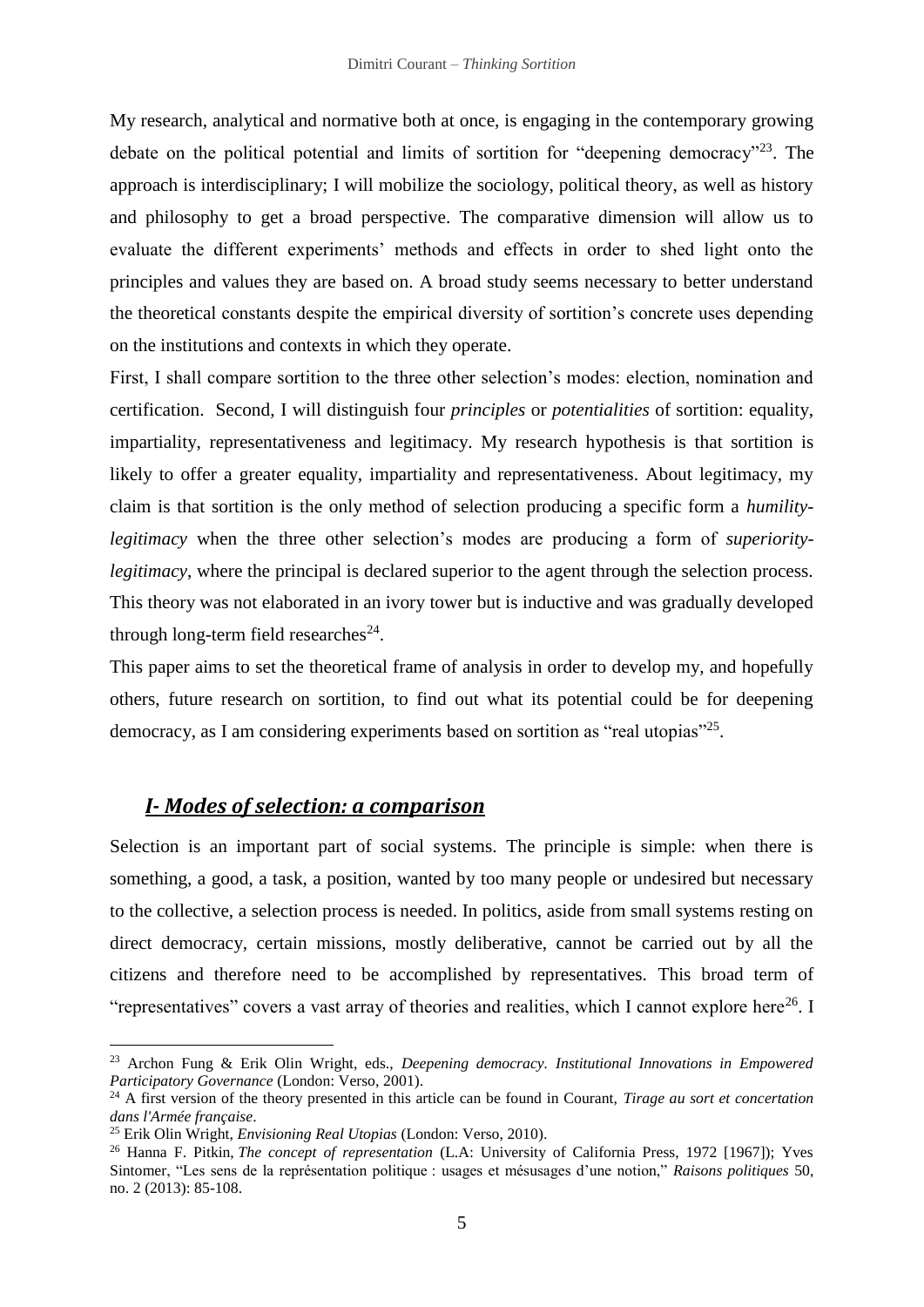My research, analytical and normative both at once, is engaging in the contemporary growing debate on the political potential and limits of sortition for "deepening democracy"[23]. The approach is interdisciplinary; I will mobilize the sociology, political theory, as well as history and philosophy to get a broad perspective. The comparative dimension will allow us to evaluate the different experiments' methods and effects in order to shed light onto the principles and values they are based on. A broad study seems necessary to better understand the theoretical constants despite the empirical diversity of sortition's concrete uses depending on the institutions and contexts in which they operate.

First, I shall compare sortition to the three other selection's modes: election, nomination and certification. Second, I will distinguish four *principles* or *potentialities* of sortition: equality, impartiality, representativeness and legitimacy. My research hypothesis is that sortition is likely to offer a greater equality, impartiality and representativeness. About legitimacy, my claim is that sortition is the only method of selection producing a specific form a *humility-legitimacy* when the three other selection's modes are producing a form of *superiority-legitimacy*, where the principal is declared superior to the agent through the selection process. This theory was not elaborated in an ivory tower but is inductive and was gradually developed through long-term field researches[24].

This paper aims to set the theoretical frame of analysis in order to develop my, and hopefully others, future research on sortition, to find out what its potential could be for deepening democracy, as I am considering experiments based on sortition as "real utopias"[25].

## *I- Modes of selection: a comparison*

Selection is an important part of social systems. The principle is simple: when there is something, a good, a task, a position, wanted by too many people or undesired but necessary to the collective, a selection process is needed. In politics, aside from small systems resting on direct democracy, certain missions, mostly deliberative, cannot be carried out by all the citizens and therefore need to be accomplished by representatives. This broad term of "representatives" covers a vast array of theories and realities, which I cannot explore here[26]. I

---

[23] Archon Fung & Erik Olin Wright, eds., *Deepening democracy. Institutional Innovations in Empowered Participatory Governance* (London: Verso, 2001).

[24] A first version of the theory presented in this article can be found in Courant, *Tirage au sort et concertation dans l'Armée française*.

[25] Erik Olin Wright, *Envisioning Real Utopias* (London: Verso, 2010).

[26] Hanna F. Pitkin, *The concept of representation* (L.A: University of California Press, 1972 [1967]); Yves Sintomer, "Les sens de la représentation politique : usages et mésusages d'une notion," *Raisons politiques* 50, no. 2 (2013): 85-108.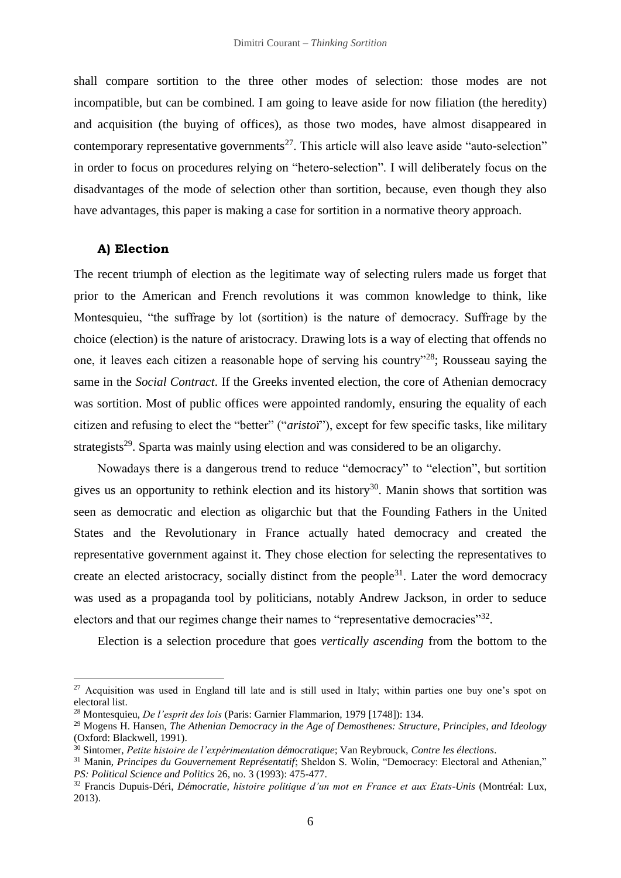shall compare sortition to the three other modes of selection: those modes are not incompatible, but can be combined. I am going to leave aside for now filiation (the heredity) and acquisition (the buying of offices), as those two modes, have almost disappeared in contemporary representative governments[27]. This article will also leave aside "auto-selection" in order to focus on procedures relying on "hetero-selection". I will deliberately focus on the disadvantages of the mode of selection other than sortition, because, even though they also have advantages, this paper is making a case for sortition in a normative theory approach.

### A) Election

The recent triumph of election as the legitimate way of selecting rulers made us forget that prior to the American and French revolutions it was common knowledge to think, like Montesquieu, "the suffrage by lot (sortition) is the nature of democracy. Suffrage by the choice (election) is the nature of aristocracy. Drawing lots is a way of electing that offends no one, it leaves each citizen a reasonable hope of serving his country"[28]; Rousseau saying the same in the *Social Contract*. If the Greeks invented election, the core of Athenian democracy was sortition. Most of public offices were appointed randomly, ensuring the equality of each citizen and refusing to elect the "better" ("*aristoi*"), except for few specific tasks, like military strategists[29]. Sparta was mainly using election and was considered to be an oligarchy.

Nowadays there is a dangerous trend to reduce "democracy" to "election", but sortition gives us an opportunity to rethink election and its history[30]. Manin shows that sortition was seen as democratic and election as oligarchic but that the Founding Fathers in the United States and the Revolutionary in France actually hated democracy and created the representative government against it. They chose election for selecting the representatives to create an elected aristocracy, socially distinct from the people[31]. Later the word democracy was used as a propaganda tool by politicians, notably Andrew Jackson, in order to seduce electors and that our regimes change their names to "representative democracies"[32].

Election is a selection procedure that goes *vertically ascending* from the bottom to the

---

[27] Acquisition was used in England till late and is still used in Italy; within parties one buy one's spot on electoral list.

[28] Montesquieu, *De l'esprit des lois* (Paris: Garnier Flammarion, 1979 [1748]): 134.

[29] Mogens H. Hansen, *The Athenian Democracy in the Age of Demosthenes: Structure, Principles, and Ideology* (Oxford: Blackwell, 1991).

[30] Sintomer, *Petite histoire de l'expérimentation démocratique*; Van Reybrouck, *Contre les élections*.

[31] Manin, *Principes du Gouvernement Représentatif*; Sheldon S. Wolin, "Democracy: Electoral and Athenian," *PS: Political Science and Politics* 26, no. 3 (1993): 475-477.

[32] Francis Dupuis-Déri, *Démocratie, histoire politique d'un mot en France et aux Etats-Unis* (Montréal: Lux, 2013).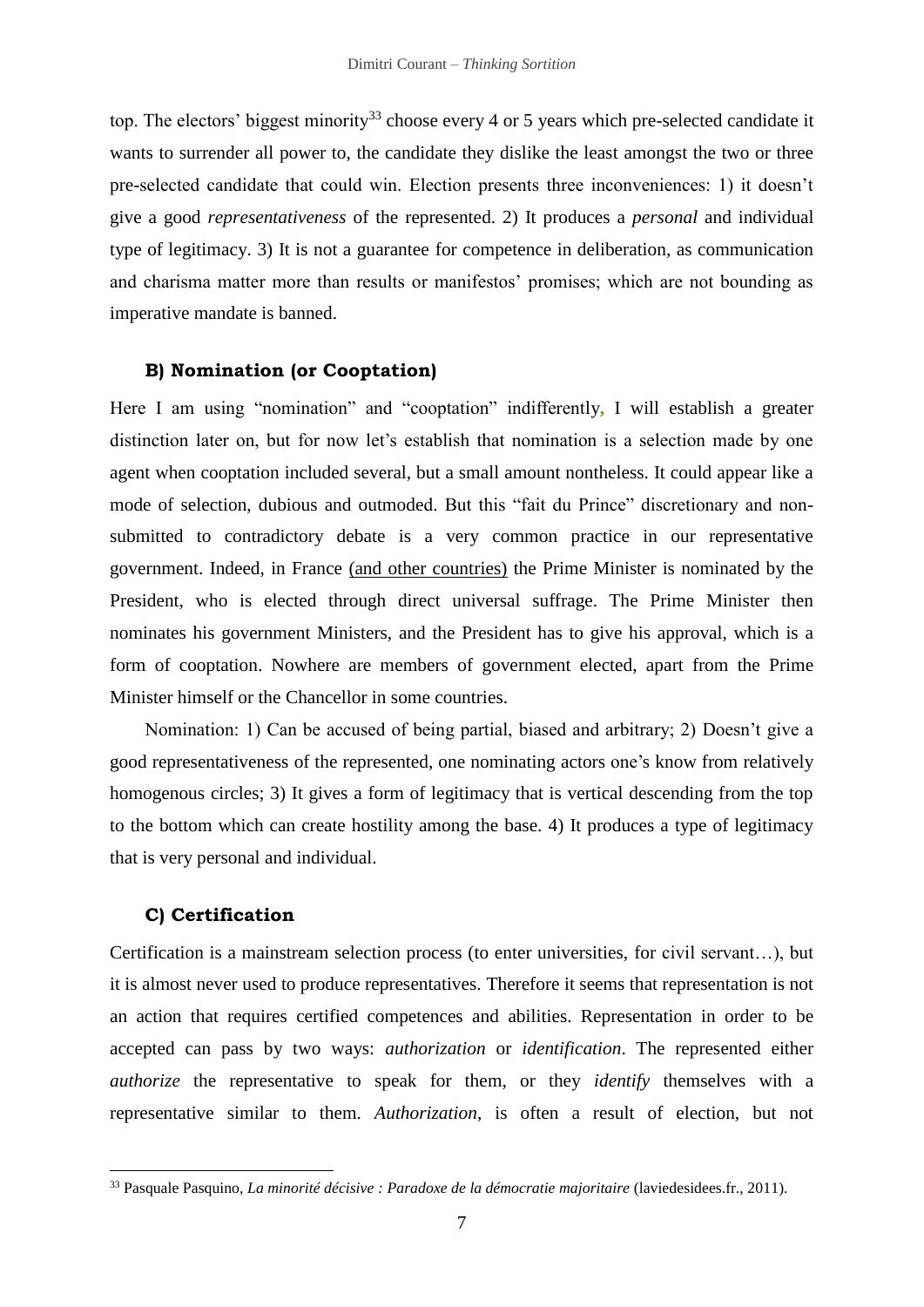top. The electors' biggest minority[33] choose every 4 or 5 years which pre-selected candidate it wants to surrender all power to, the candidate they dislike the least amongst the two or three pre-selected candidate that could win. Election presents three inconveniences: 1) it doesn't give a good *representativeness* of the represented. 2) It produces a *personal* and individual type of legitimacy. 3) It is not a guarantee for competence in deliberation, as communication and charisma matter more than results or manifestos' promises; which are not bounding as imperative mandate is banned.

### B) Nomination (or Cooptation)

Here I am using "nomination" and "cooptation" indifferently, I will establish a greater distinction later on, but for now let's establish that nomination is a selection made by one agent when cooptation included several, but a small amount nontheless. It could appear like a mode of selection, dubious and outmoded. But this "fait du Prince" discretionary and non-submitted to contradictory debate is a very common practice in our representative government. Indeed, in France (and other countries) the Prime Minister is nominated by the President, who is elected through direct universal suffrage. The Prime Minister then nominates his government Ministers, and the President has to give his approval, which is a form of cooptation. Nowhere are members of government elected, apart from the Prime Minister himself or the Chancellor in some countries.

Nomination: 1) Can be accused of being partial, biased and arbitrary; 2) Doesn't give a good representativeness of the represented, one nominating actors one's know from relatively homogenous circles; 3) It gives a form of legitimacy that is vertical descending from the top to the bottom which can create hostility among the base. 4) It produces a type of legitimacy that is very personal and individual.

### C) Certification

Certification is a mainstream selection process (to enter universities, for civil servant…), but it is almost never used to produce representatives. Therefore it seems that representation is not an action that requires certified competences and abilities. Representation in order to be accepted can pass by two ways: *authorization* or *identification*. The represented either *authorize* the representative to speak for them, or they *identify* themselves with a representative similar to them. *Authorization*, is often a result of election, but not

[33] Pasquale Pasquino, *La minorité décisive : Paradoxe de la démocratie majoritaire* (laviedesidees.fr., 2011).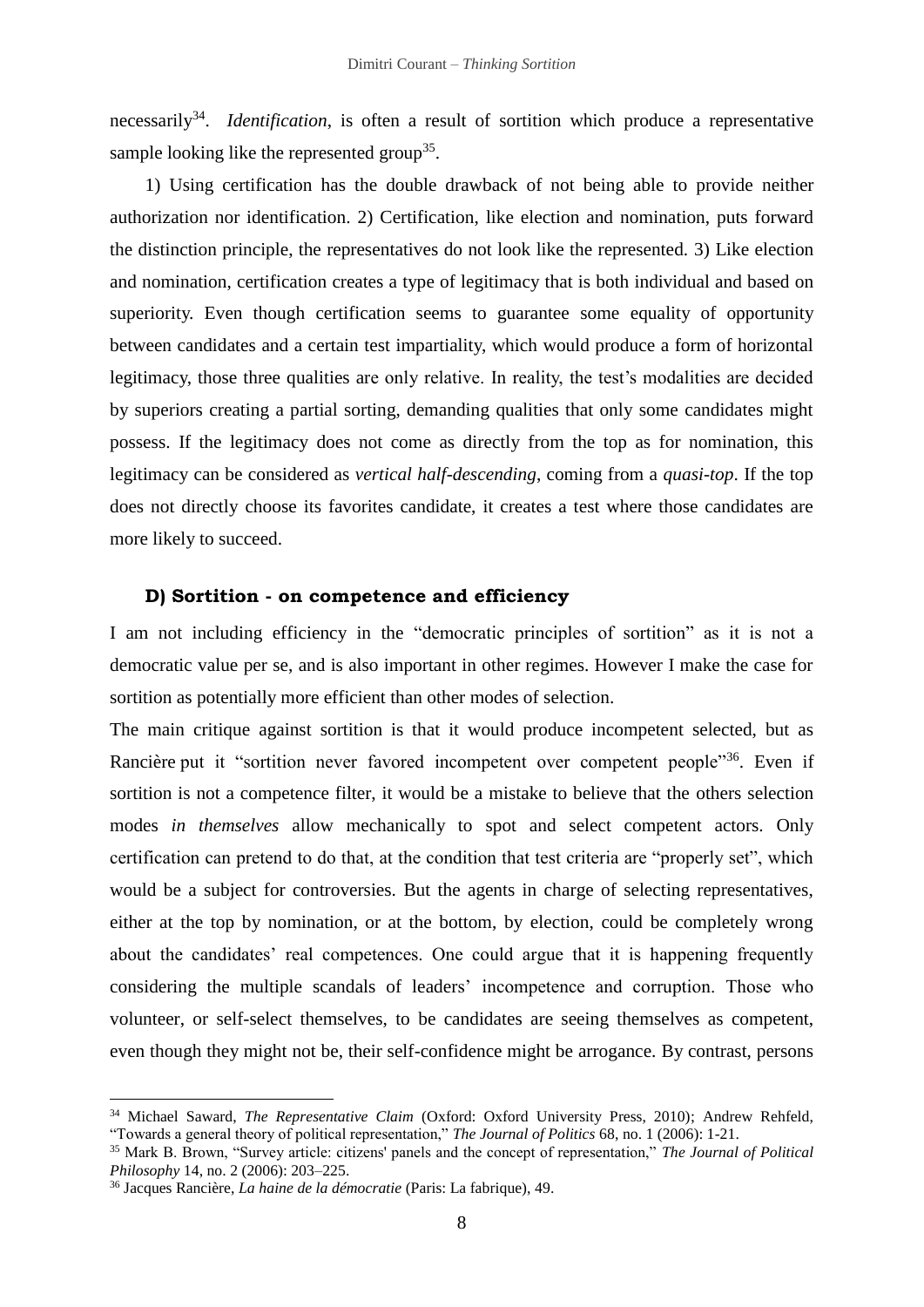necessarily[34]. *Identification*, is often a result of sortition which produce a representative sample looking like the represented group[35].

1) Using certification has the double drawback of not being able to provide neither authorization nor identification. 2) Certification, like election and nomination, puts forward the distinction principle, the representatives do not look like the represented. 3) Like election and nomination, certification creates a type of legitimacy that is both individual and based on superiority. Even though certification seems to guarantee some equality of opportunity between candidates and a certain test impartiality, which would produce a form of horizontal legitimacy, those three qualities are only relative. In reality, the test's modalities are decided by superiors creating a partial sorting, demanding qualities that only some candidates might possess. If the legitimacy does not come as directly from the top as for nomination, this legitimacy can be considered as *vertical half-descending*, coming from a *quasi-top*. If the top does not directly choose its favorites candidate, it creates a test where those candidates are more likely to succeed.

### D) Sortition - on competence and efficiency

I am not including efficiency in the "democratic principles of sortition" as it is not a democratic value per se, and is also important in other regimes. However I make the case for sortition as potentially more efficient than other modes of selection.

The main critique against sortition is that it would produce incompetent selected, but as Rancière put it "sortition never favored incompetent over competent people"[36]. Even if sortition is not a competence filter, it would be a mistake to believe that the others selection modes *in themselves* allow mechanically to spot and select competent actors. Only certification can pretend to do that, at the condition that test criteria are "properly set", which would be a subject for controversies. But the agents in charge of selecting representatives, either at the top by nomination, or at the bottom, by election, could be completely wrong about the candidates' real competences. One could argue that it is happening frequently considering the multiple scandals of leaders' incompetence and corruption. Those who volunteer, or self-select themselves, to be candidates are seeing themselves as competent, even though they might not be, their self-confidence might be arrogance. By contrast, persons

---

[34] Michael Saward, *The Representative Claim* (Oxford: Oxford University Press, 2010); Andrew Rehfeld, "Towards a general theory of political representation," *The Journal of Politics* 68, no. 1 (2006): 1-21.

[35] Mark B. Brown, "Survey article: citizens' panels and the concept of representation," *The Journal of Political Philosophy* 14, no. 2 (2006): 203–225.

[36] Jacques Rancière, *La haine de la démocratie* (Paris: La fabrique), 49.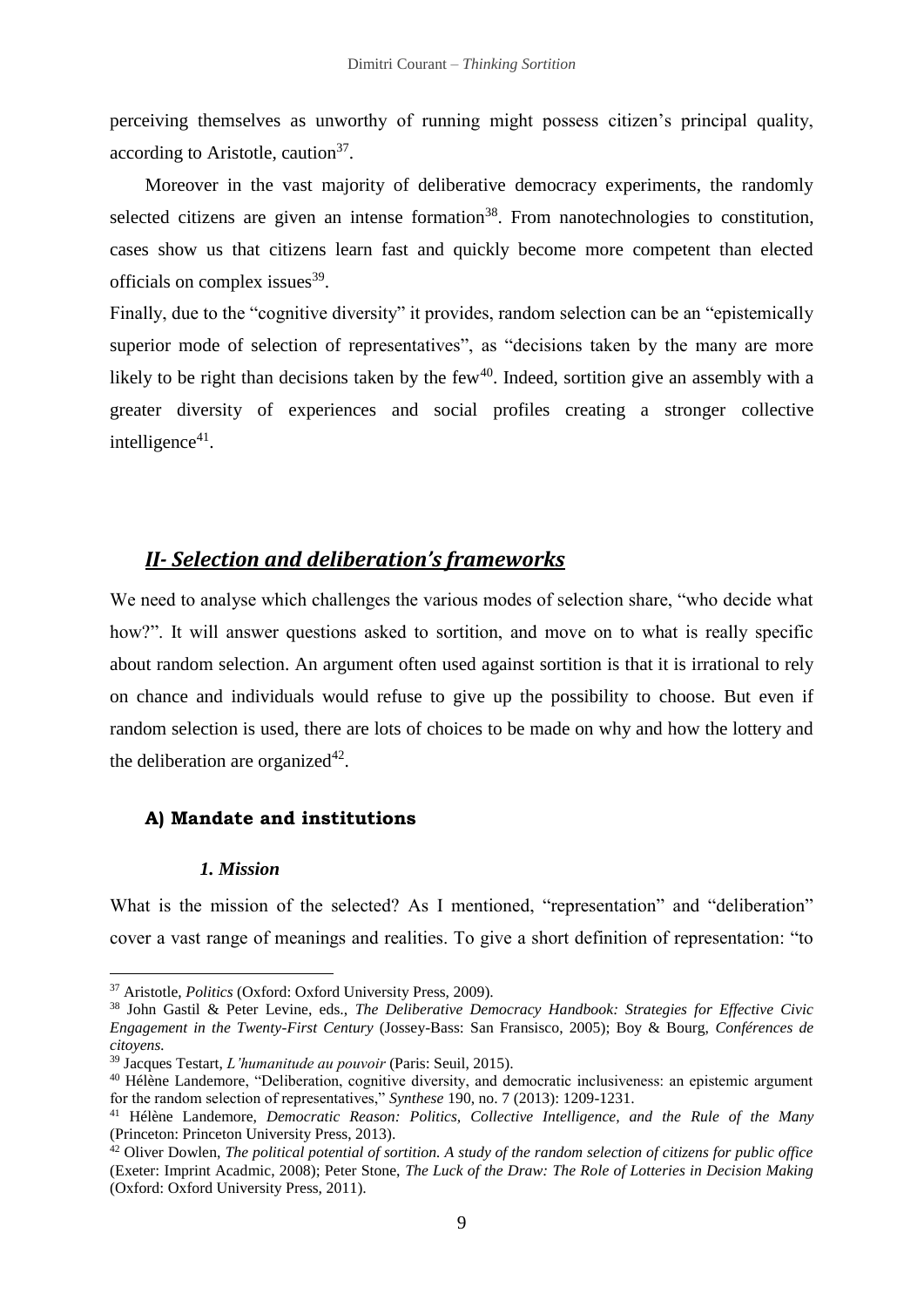perceiving themselves as unworthy of running might possess citizen's principal quality, according to Aristotle, caution[37].

Moreover in the vast majority of deliberative democracy experiments, the randomly selected citizens are given an intense formation[38]. From nanotechnologies to constitution, cases show us that citizens learn fast and quickly become more competent than elected officials on complex issues[39].

Finally, due to the "cognitive diversity" it provides, random selection can be an "epistemically superior mode of selection of representatives", as "decisions taken by the many are more likely to be right than decisions taken by the few[40]. Indeed, sortition give an assembly with a greater diversity of experiences and social profiles creating a stronger collective intelligence[41].

## *II- Selection and deliberation's frameworks*

We need to analyse which challenges the various modes of selection share, "who decide what how?". It will answer questions asked to sortition, and move on to what is really specific about random selection. An argument often used against sortition is that it is irrational to rely on chance and individuals would refuse to give up the possibility to choose. But even if random selection is used, there are lots of choices to be made on why and how the lottery and the deliberation are organized[42].

### **A) Mandate and institutions**

#### *1. Mission*

What is the mission of the selected? As I mentioned, "representation" and "deliberation" cover a vast range of meanings and realities. To give a short definition of representation: "to

---

[37] Aristotle, *Politics* (Oxford: Oxford University Press, 2009).

[38] John Gastil & Peter Levine, eds., *The Deliberative Democracy Handbook: Strategies for Effective Civic Engagement in the Twenty-First Century* (Jossey-Bass: San Fransisco, 2005); Boy & Bourg, *Conférences de citoyens.*

[39] Jacques Testart, *L'humanitude au pouvoir* (Paris: Seuil, 2015).

[40] Hélène Landemore, "Deliberation, cognitive diversity, and democratic inclusiveness: an epistemic argument for the random selection of representatives," *Synthese* 190, no. 7 (2013): 1209-1231.

[41] Hélène Landemore, *Democratic Reason: Politics, Collective Intelligence, and the Rule of the Many* (Princeton: Princeton University Press, 2013).

[42] Oliver Dowlen, *The political potential of sortition. A study of the random selection of citizens for public office* (Exeter: Imprint Acadmic, 2008); Peter Stone, *The Luck of the Draw: The Role of Lotteries in Decision Making* (Oxford: Oxford University Press, 2011).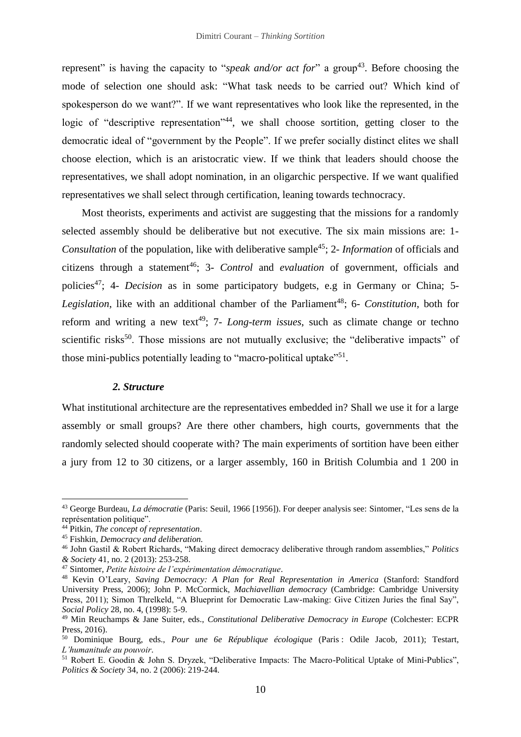represent" is having the capacity to "*speak and/or act for*" a group[43]. Before choosing the mode of selection one should ask: "What task needs to be carried out? Which kind of spokesperson do we want?". If we want representatives who look like the represented, in the logic of "descriptive representation"[44], we shall choose sortition, getting closer to the democratic ideal of "government by the People". If we prefer socially distinct elites we shall choose election, which is an aristocratic view. If we think that leaders should choose the representatives, we shall adopt nomination, in an oligarchic perspective. If we want qualified representatives we shall select through certification, leaning towards technocracy.

Most theorists, experiments and activist are suggesting that the missions for a randomly selected assembly should be deliberative but not executive. The six main missions are: 1- *Consultation* of the population, like with deliberative sample[45]; 2- *Information* of officials and citizens through a statement[46]; 3- *Control* and *evaluation* of government, officials and policies[47]; 4- *Decision* as in some participatory budgets, e.g in Germany or China; 5- *Legislation*, like with an additional chamber of the Parliament[48]; 6- *Constitution*, both for reform and writing a new text[49]; 7- *Long-term issues*, such as climate change or techno scientific risks[50]. Those missions are not mutually exclusive; the "deliberative impacts" of those mini-publics potentially leading to "macro-political uptake"[51].

### *2. Structure*

What institutional architecture are the representatives embedded in? Shall we use it for a large assembly or small groups? Are there other chambers, high courts, governments that the randomly selected should cooperate with? The main experiments of sortition have been either a jury from 12 to 30 citizens, or a larger assembly, 160 in British Columbia and 1 200 in

---

[43] George Burdeau, *La démocratie* (Paris: Seuil, 1966 [1956]). For deeper analysis see: Sintomer, "Les sens de la représentation politique".

[44] Pitkin, *The concept of representation*.

[45] Fishkin, *Democracy and deliberation.*

[46] John Gastil & Robert Richards, "Making direct democracy deliberative through random assemblies," *Politics & Society* 41, no. 2 (2013): 253-258.

[47] Sintomer, *Petite histoire de l'expérimentation démocratique*.

[48] Kevin O'Leary, *Saving Democracy: A Plan for Real Representation in America* (Stanford: Standford University Press, 2006); John P. McCormick, *Machiavellian democracy* (Cambridge: Cambridge University Press, 2011); Simon Threlkeld, "A Blueprint for Democratic Law-making: Give Citizen Juries the final Say", *Social Policy* 28, no. 4, (1998): 5-9.

[49] Min Reuchamps & Jane Suiter, eds., *Constitutional Deliberative Democracy in Europe* (Colchester: ECPR Press, 2016).

[50] Dominique Bourg, eds., *Pour une 6e République écologique* (Paris : Odile Jacob, 2011); Testart, *L'humanitude au pouvoir*.

[51] Robert E. Goodin & John S. Dryzek, "Deliberative Impacts: The Macro-Political Uptake of Mini-Publics", *Politics & Society* 34, no. 2 (2006): 219-244.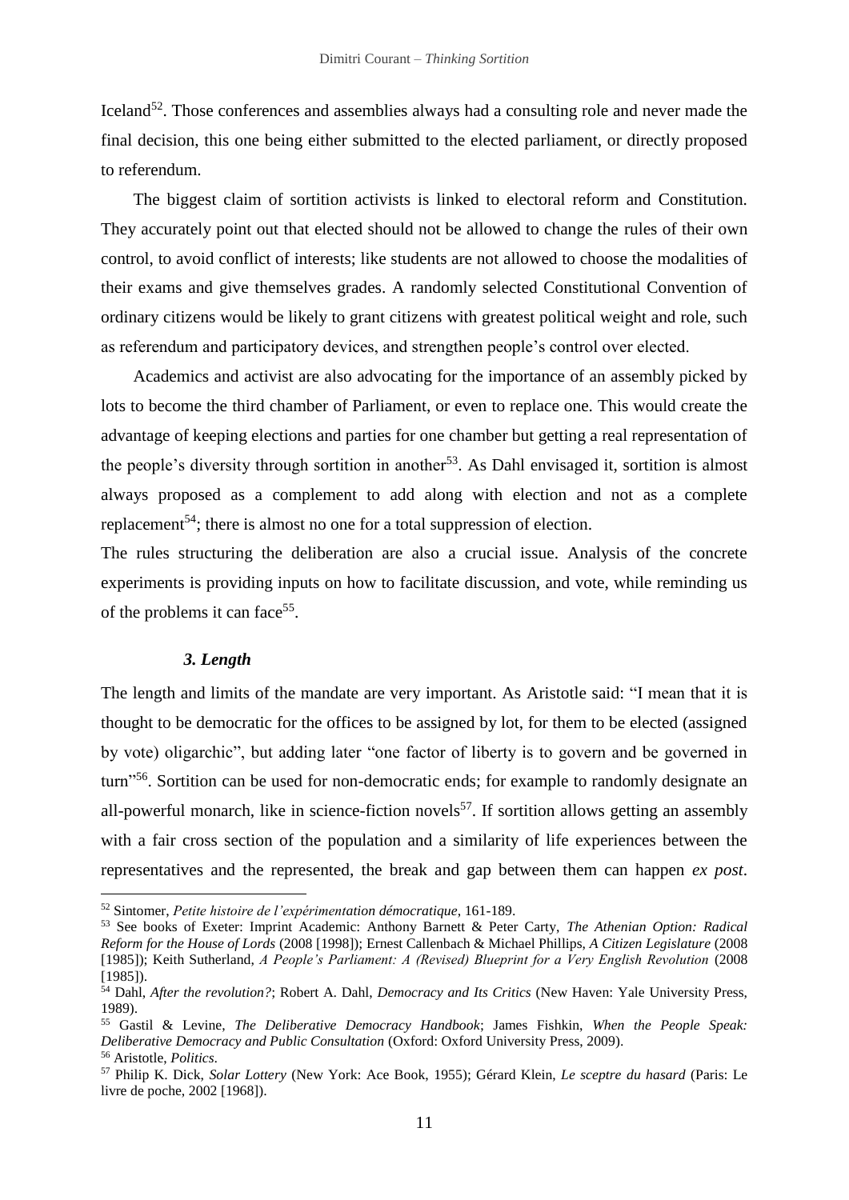Iceland[52]. Those conferences and assemblies always had a consulting role and never made the final decision, this one being either submitted to the elected parliament, or directly proposed to referendum.

The biggest claim of sortition activists is linked to electoral reform and Constitution. They accurately point out that elected should not be allowed to change the rules of their own control, to avoid conflict of interests; like students are not allowed to choose the modalities of their exams and give themselves grades. A randomly selected Constitutional Convention of ordinary citizens would be likely to grant citizens with greatest political weight and role, such as referendum and participatory devices, and strengthen people's control over elected.

Academics and activist are also advocating for the importance of an assembly picked by lots to become the third chamber of Parliament, or even to replace one. This would create the advantage of keeping elections and parties for one chamber but getting a real representation of the people's diversity through sortition in another[53]. As Dahl envisaged it, sortition is almost always proposed as a complement to add along with election and not as a complete replacement[54]; there is almost no one for a total suppression of election.

The rules structuring the deliberation are also a crucial issue. Analysis of the concrete experiments is providing inputs on how to facilitate discussion, and vote, while reminding us of the problems it can face[55].

### *3. Length*

The length and limits of the mandate are very important. As Aristotle said: "I mean that it is thought to be democratic for the offices to be assigned by lot, for them to be elected (assigned by vote) oligarchic", but adding later "one factor of liberty is to govern and be governed in turn"[56]. Sortition can be used for non-democratic ends; for example to randomly designate an all-powerful monarch, like in science-fiction novels[57]. If sortition allows getting an assembly with a fair cross section of the population and a similarity of life experiences between the representatives and the represented, the break and gap between them can happen *ex post*.

---

[52] Sintomer, *Petite histoire de l'expérimentation démocratique*, 161-189.

[53] See books of Exeter: Imprint Academic: Anthony Barnett & Peter Carty, *The Athenian Option: Radical Reform for the House of Lords* (2008 [1998]); Ernest Callenbach & Michael Phillips, *A Citizen Legislature* (2008 [1985]); Keith Sutherland, *A People's Parliament: A (Revised) Blueprint for a Very English Revolution* (2008 [1985]).

[54] Dahl, *After the revolution?*; Robert A. Dahl, *Democracy and Its Critics* (New Haven: Yale University Press, 1989).

[55] Gastil & Levine, *The Deliberative Democracy Handbook*; James Fishkin, *When the People Speak: Deliberative Democracy and Public Consultation* (Oxford: Oxford University Press, 2009).

[56] Aristotle, *Politics*.

[57] Philip K. Dick, *Solar Lottery* (New York: Ace Book, 1955); Gérard Klein, *Le sceptre du hasard* (Paris: Le livre de poche, 2002 [1968]).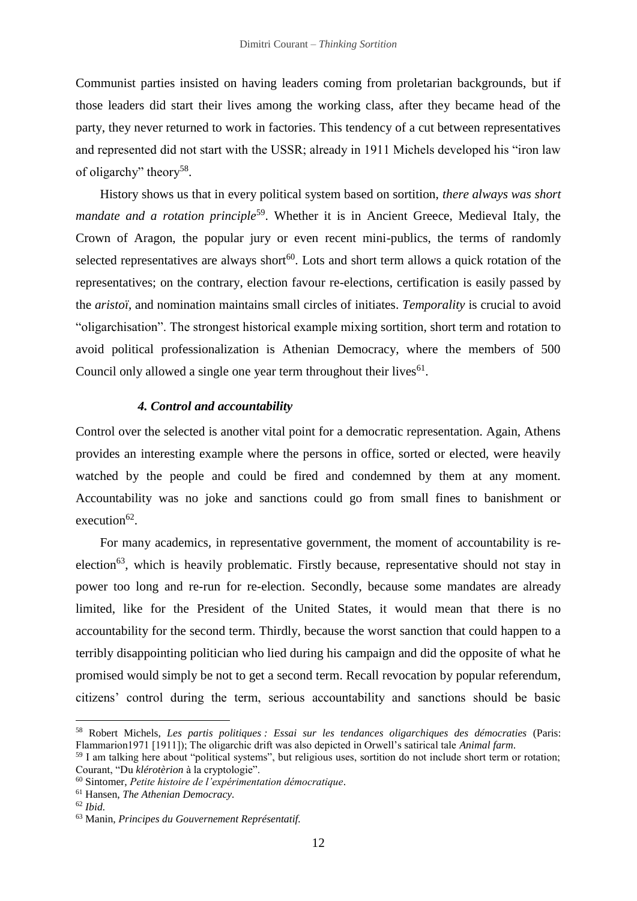Communist parties insisted on having leaders coming from proletarian backgrounds, but if those leaders did start their lives among the working class, after they became head of the party, they never returned to work in factories. This tendency of a cut between representatives and represented did not start with the USSR; already in 1911 Michels developed his "iron law of oligarchy" theory[58].

History shows us that in every political system based on sortition, *there always was short mandate and a rotation principle*[59]. Whether it is in Ancient Greece, Medieval Italy, the Crown of Aragon, the popular jury or even recent mini-publics, the terms of randomly selected representatives are always short[60]. Lots and short term allows a quick rotation of the representatives; on the contrary, election favour re-elections, certification is easily passed by the *aristoï*, and nomination maintains small circles of initiates. *Temporality* is crucial to avoid "oligarchisation". The strongest historical example mixing sortition, short term and rotation to avoid political professionalization is Athenian Democracy, where the members of 500 Council only allowed a single one year term throughout their lives[61].

#### *4. Control and accountability*

Control over the selected is another vital point for a democratic representation. Again, Athens provides an interesting example where the persons in office, sorted or elected, were heavily watched by the people and could be fired and condemned by them at any moment. Accountability was no joke and sanctions could go from small fines to banishment or execution[62].

For many academics, in representative government, the moment of accountability is re-election[63], which is heavily problematic. Firstly because, representative should not stay in power too long and re-run for re-election. Secondly, because some mandates are already limited, like for the President of the United States, it would mean that there is no accountability for the second term. Thirdly, because the worst sanction that could happen to a terribly disappointing politician who lied during his campaign and did the opposite of what he promised would simply be not to get a second term. Recall revocation by popular referendum, citizens' control during the term, serious accountability and sanctions should be basic

---

[58] Robert Michels, *Les partis politiques : Essai sur les tendances oligarchiques des démocraties* (Paris: Flammarion1971 [1911]); The oligarchic drift was also depicted in Orwell's satirical tale *Animal farm*.

[59] I am talking here about "political systems", but religious uses, sortition do not include short term or rotation; Courant, "Du *klérotèrion* à la cryptologie".

[60] Sintomer, *Petite histoire de l'expérimentation démocratique*.

[61] Hansen, *The Athenian Democracy*.

[62] *Ibid.*

[63] Manin, *Principes du Gouvernement Représentatif.*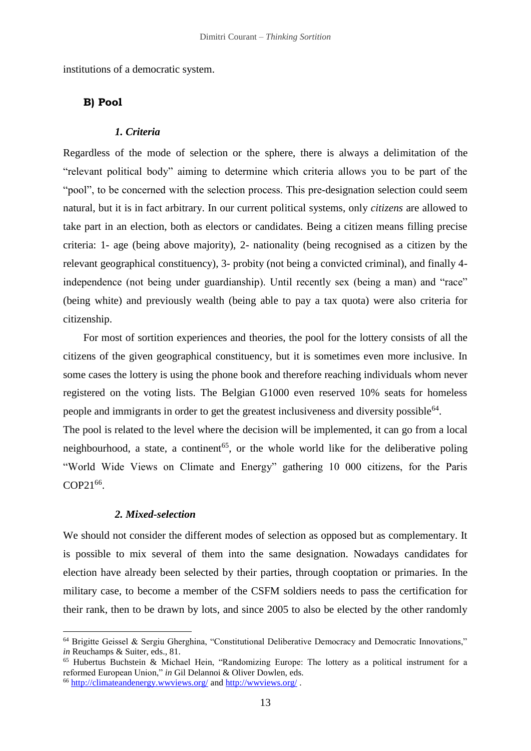institutions of a democratic system.

## B) Pool

### *1. Criteria*

Regardless of the mode of selection or the sphere, there is always a delimitation of the "relevant political body" aiming to determine which criteria allows you to be part of the "pool", to be concerned with the selection process. This pre-designation selection could seem natural, but it is in fact arbitrary. In our current political systems, only *citizens* are allowed to take part in an election, both as electors or candidates. Being a citizen means filling precise criteria: 1- age (being above majority), 2- nationality (being recognised as a citizen by the relevant geographical constituency), 3- probity (not being a convicted criminal), and finally 4- independence (not being under guardianship). Until recently sex (being a man) and "race" (being white) and previously wealth (being able to pay a tax quota) were also criteria for citizenship.

For most of sortition experiences and theories, the pool for the lottery consists of all the citizens of the given geographical constituency, but it is sometimes even more inclusive. In some cases the lottery is using the phone book and therefore reaching individuals whom never registered on the voting lists. The Belgian G1000 even reserved 10% seats for homeless people and immigrants in order to get the greatest inclusiveness and diversity possible[64].

The pool is related to the level where the decision will be implemented, it can go from a local neighbourhood, a state, a continent[65], or the whole world like for the deliberative poling "World Wide Views on Climate and Energy" gathering 10 000 citizens, for the Paris COP21[66].

### *2. Mixed-selection*

We should not consider the different modes of selection as opposed but as complementary. It is possible to mix several of them into the same designation. Nowadays candidates for election have already been selected by their parties, through cooptation or primaries. In the military case, to become a member of the CSFM soldiers needs to pass the certification for their rank, then to be drawn by lots, and since 2005 to also be elected by the other randomly

---

[64] Brigitte Geissel & Sergiu Gherghina, "Constitutional Deliberative Democracy and Democratic Innovations," *in* Reuchamps & Suiter, eds., 81.

[65] Hubertus Buchstein & Michael Hein, "Randomizing Europe: The lottery as a political instrument for a reformed European Union," *in* Gil Delannoi & Oliver Dowlen, eds.

[66] http://climateandenergy.wwviews.org/ and http://wwviews.org/ .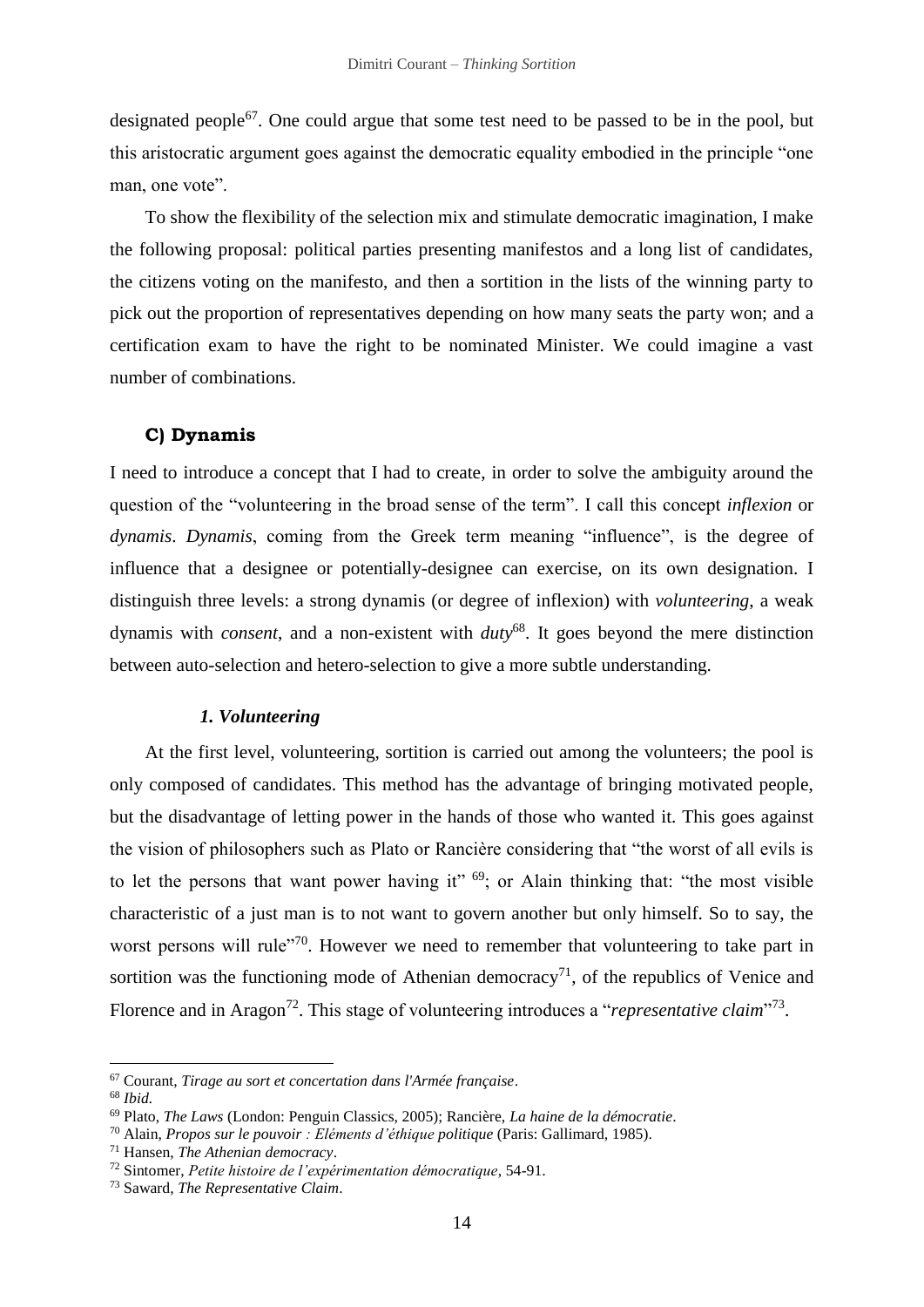designated people[67]. One could argue that some test need to be passed to be in the pool, but this aristocratic argument goes against the democratic equality embodied in the principle "one man, one vote".

To show the flexibility of the selection mix and stimulate democratic imagination, I make the following proposal: political parties presenting manifestos and a long list of candidates, the citizens voting on the manifesto, and then a sortition in the lists of the winning party to pick out the proportion of representatives depending on how many seats the party won; and a certification exam to have the right to be nominated Minister. We could imagine a vast number of combinations.

### C) Dynamis

I need to introduce a concept that I had to create, in order to solve the ambiguity around the question of the "volunteering in the broad sense of the term". I call this concept *inflexion* or *dynamis*. *Dynamis*, coming from the Greek term meaning "influence", is the degree of influence that a designee or potentially-designee can exercise, on its own designation. I distinguish three levels: a strong dynamis (or degree of inflexion) with *volunteering*, a weak dynamis with *consent*, and a non-existent with *duty*[68]. It goes beyond the mere distinction between auto-selection and hetero-selection to give a more subtle understanding.

#### *1. Volunteering*

At the first level, volunteering, sortition is carried out among the volunteers; the pool is only composed of candidates. This method has the advantage of bringing motivated people, but the disadvantage of letting power in the hands of those who wanted it. This goes against the vision of philosophers such as Plato or Rancière considering that "the worst of all evils is to let the persons that want power having it" [69]; or Alain thinking that: "the most visible characteristic of a just man is to not want to govern another but only himself. So to say, the worst persons will rule"[70]. However we need to remember that volunteering to take part in sortition was the functioning mode of Athenian democracy[71], of the republics of Venice and Florence and in Aragon[72]. This stage of volunteering introduces a "*representative claim*"[73].

---

[67] Courant, *Tirage au sort et concertation dans l'Armée française*.

[68] *Ibid.*

[69] Plato, *The Laws* (London: Penguin Classics, 2005); Rancière, *La haine de la démocratie*.

[70] Alain, *Propos sur le pouvoir : Eléments d'éthique politique* (Paris: Gallimard, 1985).

[71] Hansen, *The Athenian democracy*.

[72] Sintomer, *Petite histoire de l'expérimentation démocratique*, 54-91.

[73] Saward, *The Representative Claim*.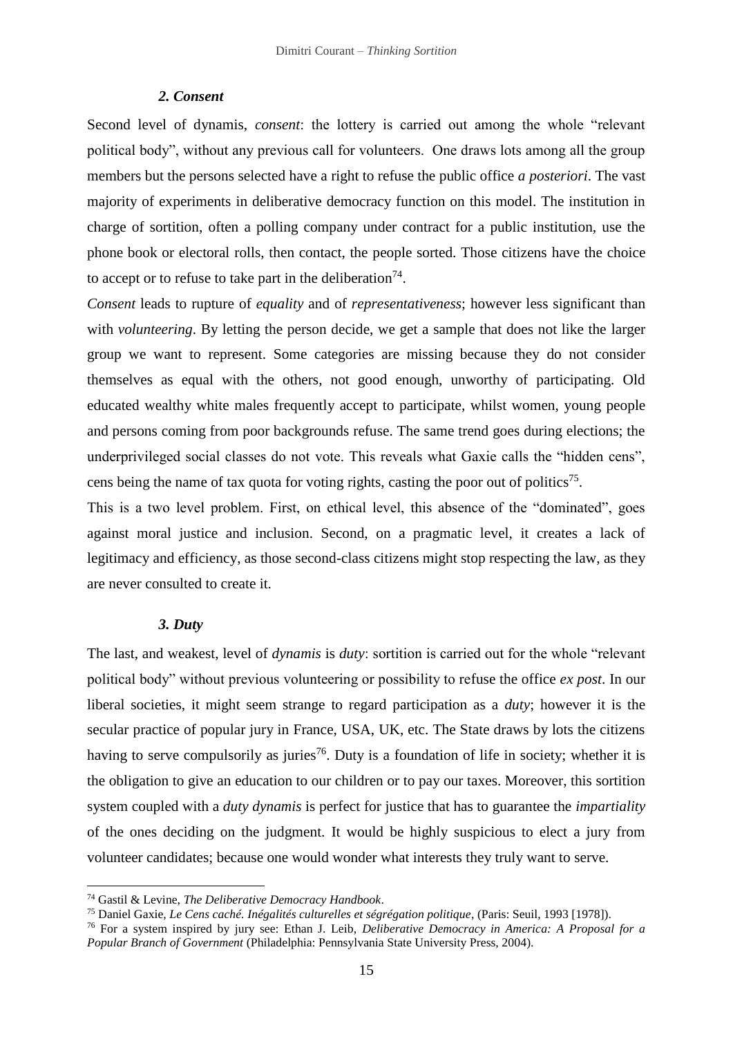### *2. Consent*

Second level of dynamis, *consent*: the lottery is carried out among the whole "relevant political body", without any previous call for volunteers. One draws lots among all the group members but the persons selected have a right to refuse the public office *a posteriori*. The vast majority of experiments in deliberative democracy function on this model. The institution in charge of sortition, often a polling company under contract for a public institution, use the phone book or electoral rolls, then contact, the people sorted. Those citizens have the choice to accept or to refuse to take part in the deliberation[74].

*Consent* leads to rupture of *equality* and of *representativeness*; however less significant than with *volunteering*. By letting the person decide, we get a sample that does not like the larger group we want to represent. Some categories are missing because they do not consider themselves as equal with the others, not good enough, unworthy of participating. Old educated wealthy white males frequently accept to participate, whilst women, young people and persons coming from poor backgrounds refuse. The same trend goes during elections; the underprivileged social classes do not vote. This reveals what Gaxie calls the "hidden cens", cens being the name of tax quota for voting rights, casting the poor out of politics[75].

This is a two level problem. First, on ethical level, this absence of the "dominated", goes against moral justice and inclusion. Second, on a pragmatic level, it creates a lack of legitimacy and efficiency, as those second-class citizens might stop respecting the law, as they are never consulted to create it.

### *3. Duty*

The last, and weakest, level of *dynamis* is *duty*: sortition is carried out for the whole "relevant political body" without previous volunteering or possibility to refuse the office *ex post*. In our liberal societies, it might seem strange to regard participation as a *duty*; however it is the secular practice of popular jury in France, USA, UK, etc. The State draws by lots the citizens having to serve compulsorily as juries[76]. Duty is a foundation of life in society; whether it is the obligation to give an education to our children or to pay our taxes. Moreover, this sortition system coupled with a *duty dynamis* is perfect for justice that has to guarantee the *impartiality* of the ones deciding on the judgment. It would be highly suspicious to elect a jury from volunteer candidates; because one would wonder what interests they truly want to serve.

---

[74] Gastil & Levine, *The Deliberative Democracy Handbook*.

[75] Daniel Gaxie, *Le Cens caché. Inégalités culturelles et ségrégation politique*, (Paris: Seuil, 1993 [1978]).

[76] For a system inspired by jury see: Ethan J. Leib, *Deliberative Democracy in America: A Proposal for a Popular Branch of Government* (Philadelphia: Pennsylvania State University Press, 2004).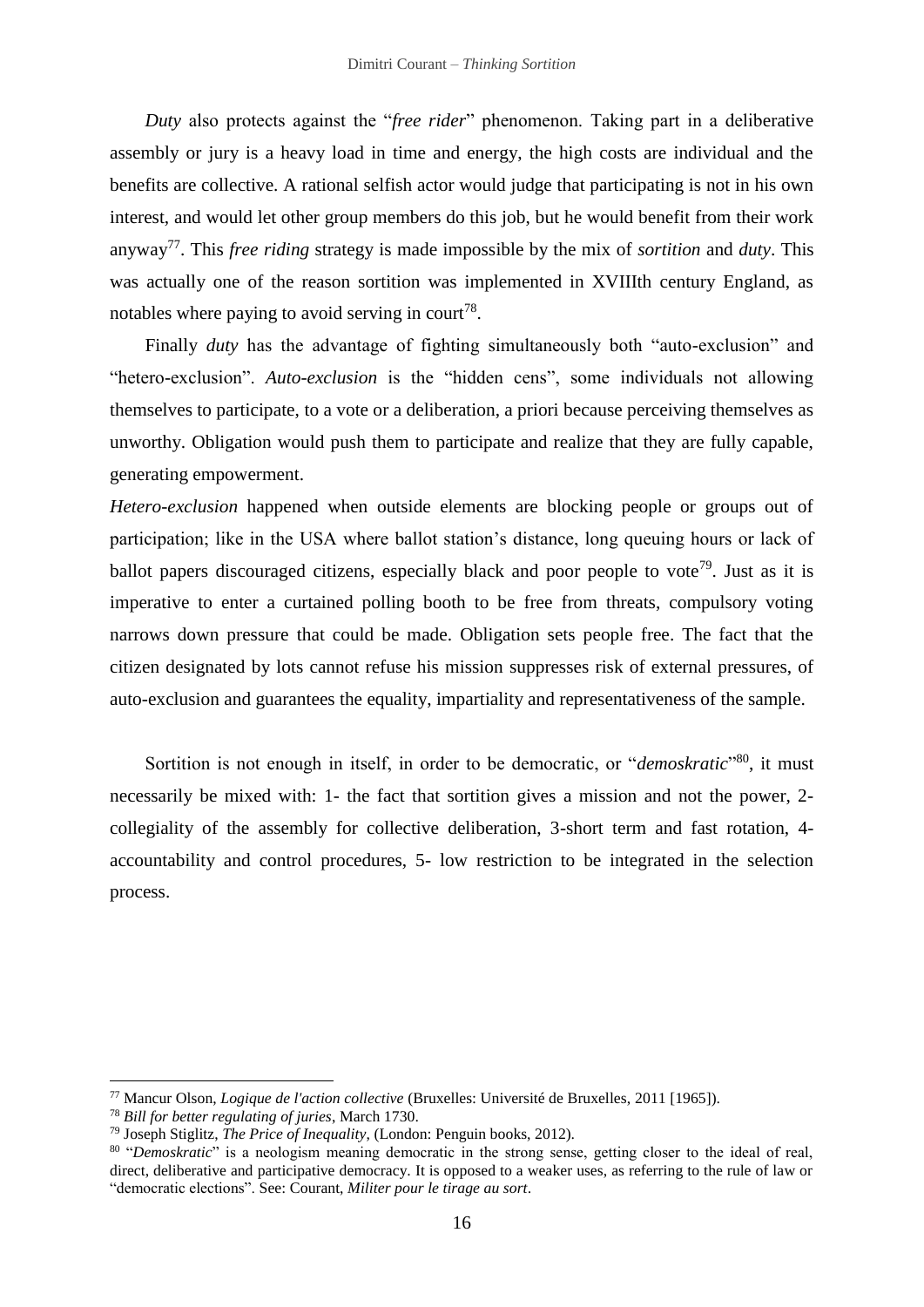*Duty* also protects against the "*free rider*" phenomenon. Taking part in a deliberative assembly or jury is a heavy load in time and energy, the high costs are individual and the benefits are collective. A rational selfish actor would judge that participating is not in his own interest, and would let other group members do this job, but he would benefit from their work anyway[77]. This *free riding* strategy is made impossible by the mix of *sortition* and *duty*. This was actually one of the reason sortition was implemented in XVIIIth century England, as notables where paying to avoid serving in court[78].

Finally *duty* has the advantage of fighting simultaneously both "auto-exclusion" and "hetero-exclusion". *Auto-exclusion* is the "hidden cens", some individuals not allowing themselves to participate, to a vote or a deliberation, a priori because perceiving themselves as unworthy. Obligation would push them to participate and realize that they are fully capable, generating empowerment.

*Hetero-exclusion* happened when outside elements are blocking people or groups out of participation; like in the USA where ballot station's distance, long queuing hours or lack of ballot papers discouraged citizens, especially black and poor people to vote[79]. Just as it is imperative to enter a curtained polling booth to be free from threats, compulsory voting narrows down pressure that could be made. Obligation sets people free. The fact that the citizen designated by lots cannot refuse his mission suppresses risk of external pressures, of auto-exclusion and guarantees the equality, impartiality and representativeness of the sample.

Sortition is not enough in itself, in order to be democratic, or "*demoskratic*"[80], it must necessarily be mixed with: 1- the fact that sortition gives a mission and not the power, 2- collegiality of the assembly for collective deliberation, 3-short term and fast rotation, 4- accountability and control procedures, 5- low restriction to be integrated in the selection process.

---

[77] Mancur Olson, *Logique de l'action collective* (Bruxelles: Université de Bruxelles, 2011 [1965]).

[78] *Bill for better regulating of juries*, March 1730.

[79] Joseph Stiglitz, *The Price of Inequality*, (London: Penguin books, 2012).

[80] "*Demoskratic*" is a neologism meaning democratic in the strong sense, getting closer to the ideal of real, direct, deliberative and participative democracy. It is opposed to a weaker uses, as referring to the rule of law or "democratic elections". See: Courant, *Militer pour le tirage au sort*.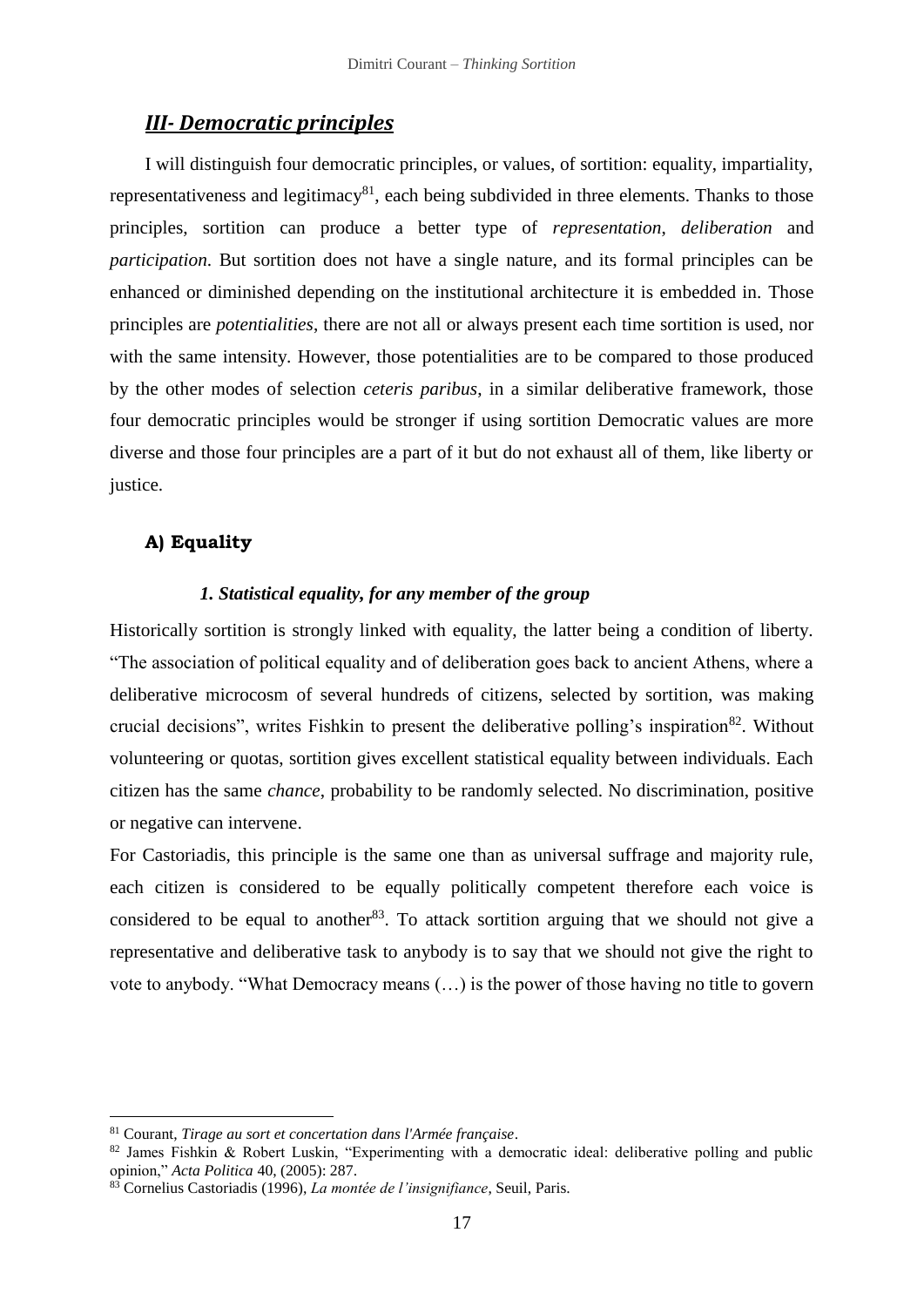## *III- Democratic principles*

I will distinguish four democratic principles, or values, of sortition: equality, impartiality, representativeness and legitimacy[81], each being subdivided in three elements. Thanks to those principles, sortition can produce a better type of *representation*, *deliberation* and *participation*. But sortition does not have a single nature, and its formal principles can be enhanced or diminished depending on the institutional architecture it is embedded in. Those principles are *potentialities*, there are not all or always present each time sortition is used, nor with the same intensity. However, those potentialities are to be compared to those produced by the other modes of selection *ceteris paribus*, in a similar deliberative framework, those four democratic principles would be stronger if using sortition Democratic values are more diverse and those four principles are a part of it but do not exhaust all of them, like liberty or justice.

### A) Equality

#### *1. Statistical equality, for any member of the group*

Historically sortition is strongly linked with equality, the latter being a condition of liberty. "The association of political equality and of deliberation goes back to ancient Athens, where a deliberative microcosm of several hundreds of citizens, selected by sortition, was making crucial decisions", writes Fishkin to present the deliberative polling's inspiration[82]. Without volunteering or quotas, sortition gives excellent statistical equality between individuals. Each citizen has the same *chance*, probability to be randomly selected. No discrimination, positive or negative can intervene.

For Castoriadis, this principle is the same one than as universal suffrage and majority rule, each citizen is considered to be equally politically competent therefore each voice is considered to be equal to another[83]. To attack sortition arguing that we should not give a representative and deliberative task to anybody is to say that we should not give the right to vote to anybody. "What Democracy means (…) is the power of those having no title to govern

---

[81] Courant, *Tirage au sort et concertation dans l'Armée française*.

[82] James Fishkin & Robert Luskin, "Experimenting with a democratic ideal: deliberative polling and public opinion," *Acta Politica* 40, (2005): 287.

[83] Cornelius Castoriadis (1996), *La montée de l'insignifiance*, Seuil, Paris.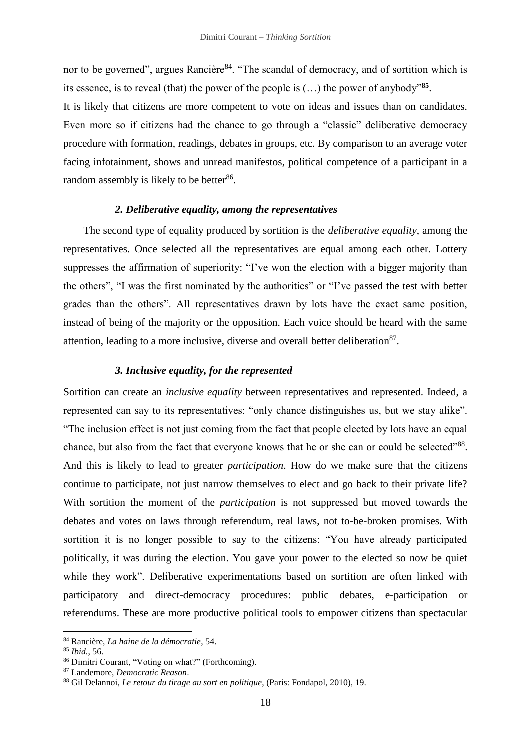nor to be governed", argues Rancière[84]. "The scandal of democracy, and of sortition which is its essence, is to reveal (that) the power of the people is (…) the power of anybody"[85].

It is likely that citizens are more competent to vote on ideas and issues than on candidates. Even more so if citizens had the chance to go through a "classic" deliberative democracy procedure with formation, readings, debates in groups, etc. By comparison to an average voter facing infotainment, shows and unread manifestos, political competence of a participant in a random assembly is likely to be better[86].

### *2. Deliberative equality, among the representatives*

The second type of equality produced by sortition is the *deliberative equality*, among the representatives. Once selected all the representatives are equal among each other. Lottery suppresses the affirmation of superiority: "I've won the election with a bigger majority than the others", "I was the first nominated by the authorities" or "I've passed the test with better grades than the others". All representatives drawn by lots have the exact same position, instead of being of the majority or the opposition. Each voice should be heard with the same attention, leading to a more inclusive, diverse and overall better deliberation[87].

### *3. Inclusive equality, for the represented*

Sortition can create an *inclusive equality* between representatives and represented. Indeed, a represented can say to its representatives: "only chance distinguishes us, but we stay alike". "The inclusion effect is not just coming from the fact that people elected by lots have an equal chance, but also from the fact that everyone knows that he or she can or could be selected"[88]. And this is likely to lead to greater *participation*. How do we make sure that the citizens continue to participate, not just narrow themselves to elect and go back to their private life? With sortition the moment of the *participation* is not suppressed but moved towards the debates and votes on laws through referendum, real laws, not to-be-broken promises. With sortition it is no longer possible to say to the citizens: "You have already participated politically, it was during the election. You gave your power to the elected so now be quiet while they work". Deliberative experimentations based on sortition are often linked with participatory and direct-democracy procedures: public debates, e-participation or referendums. These are more productive political tools to empower citizens than spectacular

---

[84] Rancière, *La haine de la démocratie*, 54.

[85] *Ibid.*, 56.

[86] Dimitri Courant, "Voting on what?" (Forthcoming).

[87] Landemore, *Democratic Reason*.

[88] Gil Delannoi, *Le retour du tirage au sort en politique*, (Paris: Fondapol, 2010), 19.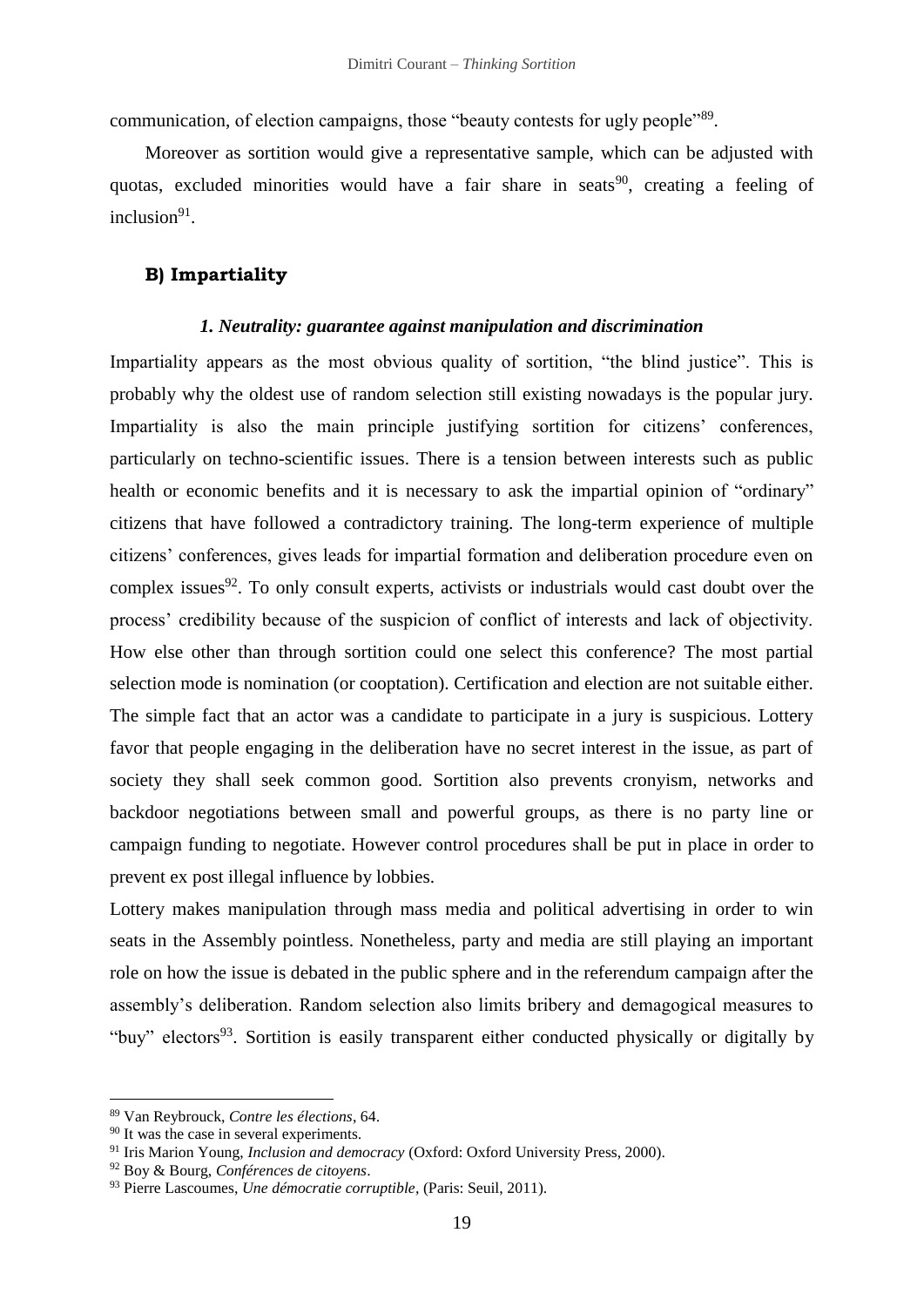communication, of election campaigns, those "beauty contests for ugly people"[89].

Moreover as sortition would give a representative sample, which can be adjusted with quotas, excluded minorities would have a fair share in seats[90], creating a feeling of inclusion[91].

## B) Impartiality

### *1. Neutrality: guarantee against manipulation and discrimination*

Impartiality appears as the most obvious quality of sortition, "the blind justice". This is probably why the oldest use of random selection still existing nowadays is the popular jury. Impartiality is also the main principle justifying sortition for citizens' conferences, particularly on techno-scientific issues. There is a tension between interests such as public health or economic benefits and it is necessary to ask the impartial opinion of "ordinary" citizens that have followed a contradictory training. The long-term experience of multiple citizens' conferences, gives leads for impartial formation and deliberation procedure even on complex issues[92]. To only consult experts, activists or industrials would cast doubt over the process' credibility because of the suspicion of conflict of interests and lack of objectivity. How else other than through sortition could one select this conference? The most partial selection mode is nomination (or cooptation). Certification and election are not suitable either. The simple fact that an actor was a candidate to participate in a jury is suspicious. Lottery favor that people engaging in the deliberation have no secret interest in the issue, as part of society they shall seek common good. Sortition also prevents cronyism, networks and backdoor negotiations between small and powerful groups, as there is no party line or campaign funding to negotiate. However control procedures shall be put in place in order to prevent ex post illegal influence by lobbies.

Lottery makes manipulation through mass media and political advertising in order to win seats in the Assembly pointless. Nonetheless, party and media are still playing an important role on how the issue is debated in the public sphere and in the referendum campaign after the assembly's deliberation. Random selection also limits bribery and demagogical measures to "buy" electors[93]. Sortition is easily transparent either conducted physically or digitally by

---

[89] Van Reybrouck, *Contre les élections*, 64.

[90] It was the case in several experiments.

[91] Iris Marion Young, *Inclusion and democracy* (Oxford: Oxford University Press, 2000).

[92] Boy & Bourg, *Conférences de citoyens*.

[93] Pierre Lascoumes, *Une démocratie corruptible*, (Paris: Seuil, 2011).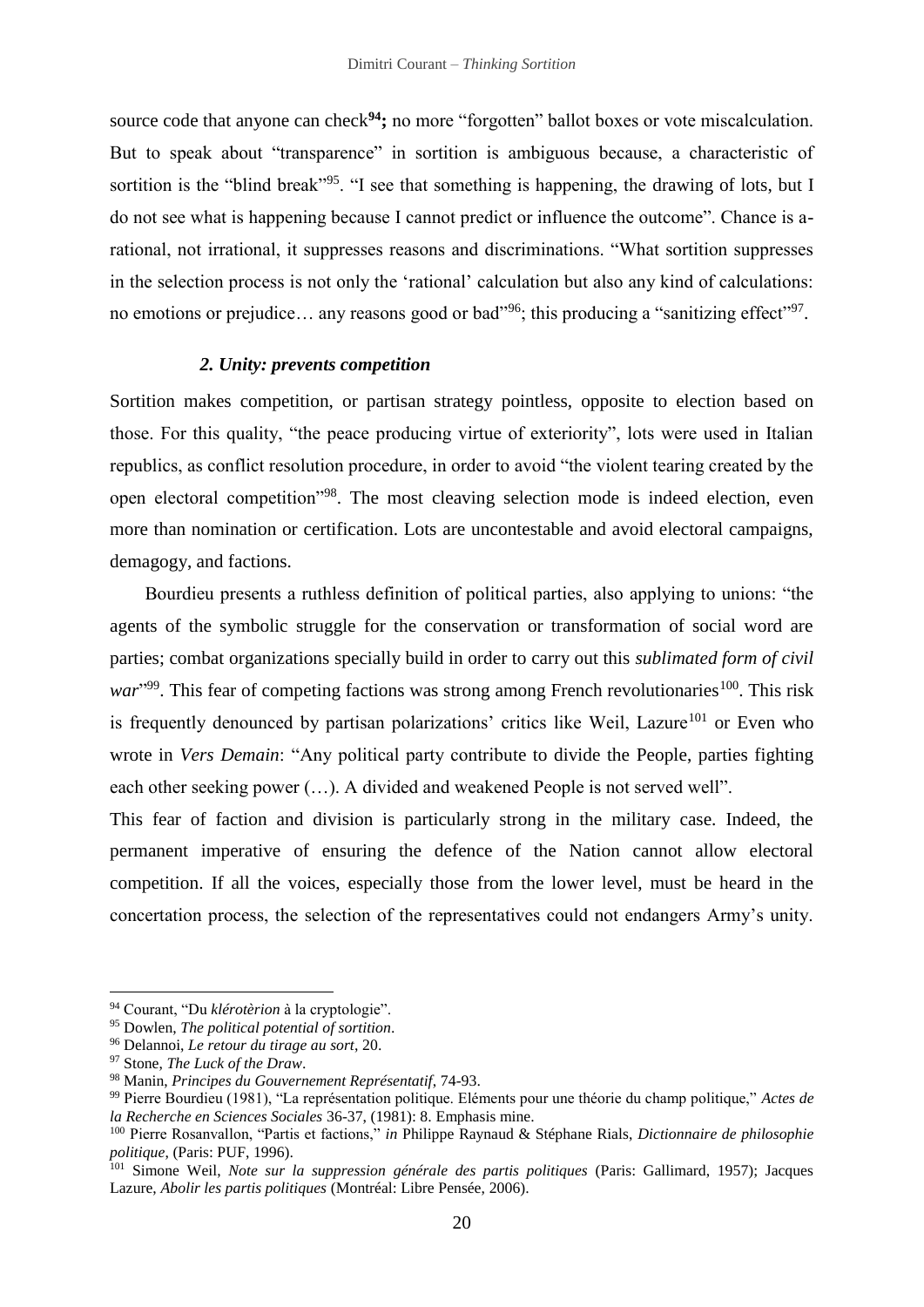source code that anyone can check[94]**;** no more "forgotten" ballot boxes or vote miscalculation. But to speak about "transparence" in sortition is ambiguous because, a characteristic of sortition is the "blind break"[95]. "I see that something is happening, the drawing of lots, but I do not see what is happening because I cannot predict or influence the outcome". Chance is a-rational, not irrational, it suppresses reasons and discriminations. "What sortition suppresses in the selection process is not only the 'rational' calculation but also any kind of calculations: no emotions or prejudice… any reasons good or bad"[96]; this producing a "sanitizing effect"[97].

### *2. Unity: prevents competition*

Sortition makes competition, or partisan strategy pointless, opposite to election based on those. For this quality, "the peace producing virtue of exteriority", lots were used in Italian republics, as conflict resolution procedure, in order to avoid "the violent tearing created by the open electoral competition"[98]. The most cleaving selection mode is indeed election, even more than nomination or certification. Lots are uncontestable and avoid electoral campaigns, demagogy, and factions.

Bourdieu presents a ruthless definition of political parties, also applying to unions: "the agents of the symbolic struggle for the conservation or transformation of social word are parties; combat organizations specially build in order to carry out this *sublimated form of civil war*"[99]. This fear of competing factions was strong among French revolutionaries[100]. This risk is frequently denounced by partisan polarizations' critics like Weil, Lazure[101] or Even who wrote in *Vers Demain*: "Any political party contribute to divide the People, parties fighting each other seeking power (…). A divided and weakened People is not served well".

This fear of faction and division is particularly strong in the military case. Indeed, the permanent imperative of ensuring the defence of the Nation cannot allow electoral competition. If all the voices, especially those from the lower level, must be heard in the concertation process, the selection of the representatives could not endangers Army's unity.

---

[94] Courant, "Du *klérotèrion* à la cryptologie".

[95] Dowlen, *The political potential of sortition*.

[96] Delannoi, *Le retour du tirage au sort*, 20.

[97] Stone, *The Luck of the Draw*.

[98] Manin, *Principes du Gouvernement Représentatif*, 74-93.

[99] Pierre Bourdieu (1981), "La représentation politique. Eléments pour une théorie du champ politique," *Actes de la Recherche en Sciences Sociales* 36-37, (1981): 8. Emphasis mine.

[100] Pierre Rosanvallon, "Partis et factions," *in* Philippe Raynaud & Stéphane Rials, *Dictionnaire de philosophie politique*, (Paris: PUF, 1996).

[101] Simone Weil, *Note sur la suppression générale des partis politiques* (Paris: Gallimard, 1957); Jacques Lazure, *Abolir les partis politiques* (Montréal: Libre Pensée, 2006).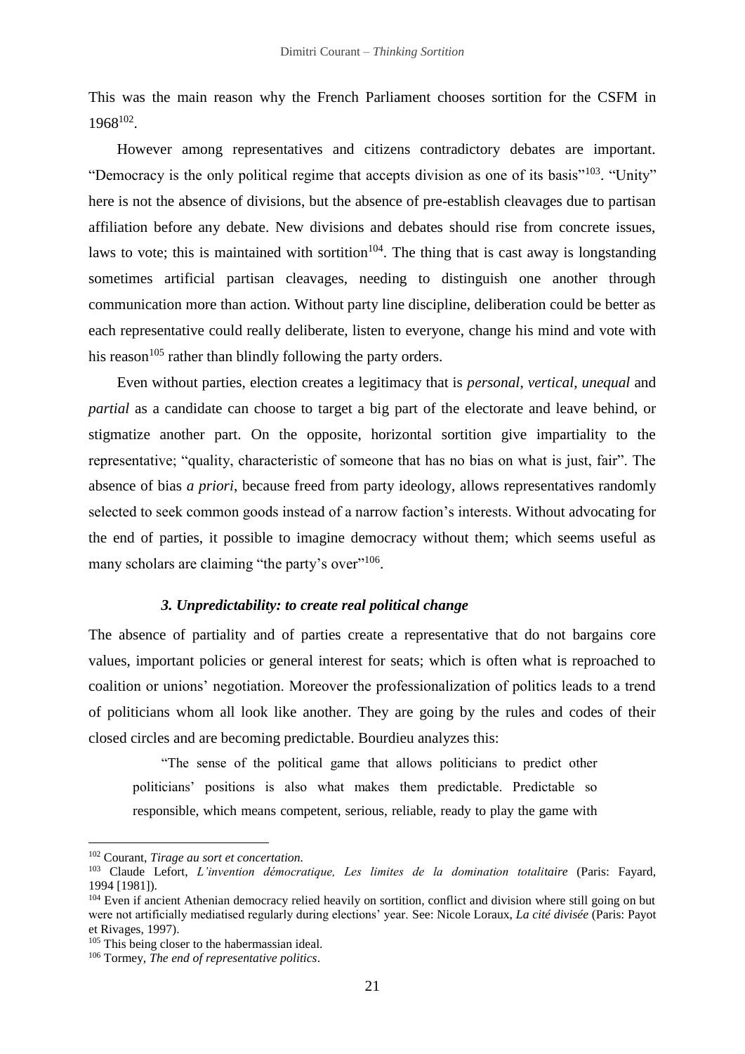This was the main reason why the French Parliament chooses sortition for the CSFM in 1968[102].

However among representatives and citizens contradictory debates are important. "Democracy is the only political regime that accepts division as one of its basis"[103]. "Unity" here is not the absence of divisions, but the absence of pre-establish cleavages due to partisan affiliation before any debate. New divisions and debates should rise from concrete issues, laws to vote; this is maintained with sortition[104]. The thing that is cast away is longstanding sometimes artificial partisan cleavages, needing to distinguish one another through communication more than action. Without party line discipline, deliberation could be better as each representative could really deliberate, listen to everyone, change his mind and vote with his reason[105] rather than blindly following the party orders.

Even without parties, election creates a legitimacy that is *personal*, *vertical*, *unequal* and *partial* as a candidate can choose to target a big part of the electorate and leave behind, or stigmatize another part. On the opposite, horizontal sortition give impartiality to the representative; "quality, characteristic of someone that has no bias on what is just, fair". The absence of bias *a priori*, because freed from party ideology, allows representatives randomly selected to seek common goods instead of a narrow faction's interests. Without advocating for the end of parties, it possible to imagine democracy without them; which seems useful as many scholars are claiming "the party's over"[106].

### *3. Unpredictability: to create real political change*

The absence of partiality and of parties create a representative that do not bargains core values, important policies or general interest for seats; which is often what is reproached to coalition or unions' negotiation. Moreover the professionalization of politics leads to a trend of politicians whom all look like another. They are going by the rules and codes of their closed circles and are becoming predictable. Bourdieu analyzes this:

> "The sense of the political game that allows politicians to predict other politicians' positions is also what makes them predictable. Predictable so responsible, which means competent, serious, reliable, ready to play the game with

---

[102] Courant, *Tirage au sort et concertation.*

[103] Claude Lefort, *L'invention démocratique, Les limites de la domination totalitaire* (Paris: Fayard, 1994 [1981]).

[104] Even if ancient Athenian democracy relied heavily on sortition, conflict and division where still going on but were not artificially mediatised regularly during elections' year. See: Nicole Loraux, *La cité divisée* (Paris: Payot et Rivages, 1997).

[105] This being closer to the habermassian ideal.

[106] Tormey, *The end of representative politics*.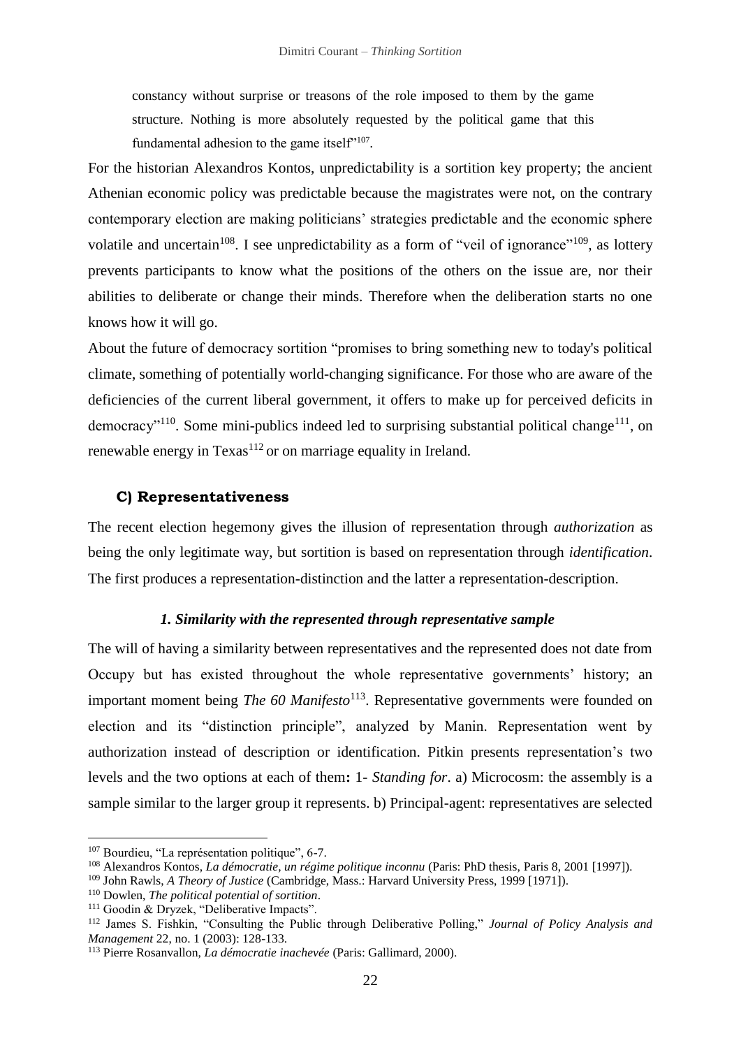constancy without surprise or treasons of the role imposed to them by the game structure. Nothing is more absolutely requested by the political game that this fundamental adhesion to the game itself"[107].

For the historian Alexandros Kontos, unpredictability is a sortition key property; the ancient Athenian economic policy was predictable because the magistrates were not, on the contrary contemporary election are making politicians' strategies predictable and the economic sphere volatile and uncertain[108]. I see unpredictability as a form of "veil of ignorance"[109], as lottery prevents participants to know what the positions of the others on the issue are, nor their abilities to deliberate or change their minds. Therefore when the deliberation starts no one knows how it will go.

About the future of democracy sortition "promises to bring something new to today's political climate, something of potentially world-changing significance. For those who are aware of the deficiencies of the current liberal government, it offers to make up for perceived deficits in democracy"[110]. Some mini-publics indeed led to surprising substantial political change[111], on renewable energy in Texas[112] or on marriage equality in Ireland.

### C) Representativeness

The recent election hegemony gives the illusion of representation through *authorization* as being the only legitimate way, but sortition is based on representation through *identification*. The first produces a representation-distinction and the latter a representation-description.

#### *1. Similarity with the represented through representative sample*

The will of having a similarity between representatives and the represented does not date from Occupy but has existed throughout the whole representative governments' history; an important moment being *The 60 Manifesto*[113]. Representative governments were founded on election and its "distinction principle", analyzed by Manin. Representation went by authorization instead of description or identification. Pitkin presents representation's two levels and the two options at each of them**:** 1- *Standing for*. a) Microcosm: the assembly is a sample similar to the larger group it represents. b) Principal-agent: representatives are selected

---

[107] Bourdieu, "La représentation politique", 6-7.

[108] Alexandros Kontos, *La démocratie, un régime politique inconnu* (Paris: PhD thesis, Paris 8, 2001 [1997]).

[109] John Rawls, *A Theory of Justice* (Cambridge, Mass.: Harvard University Press, 1999 [1971]).

[110] Dowlen, *The political potential of sortition*.

[111] Goodin & Dryzek, "Deliberative Impacts".

[112] James S. Fishkin, "Consulting the Public through Deliberative Polling," *Journal of Policy Analysis and Management* 22, no. 1 (2003): 128-133.

[113] Pierre Rosanvallon, *La démocratie inachevée* (Paris: Gallimard, 2000).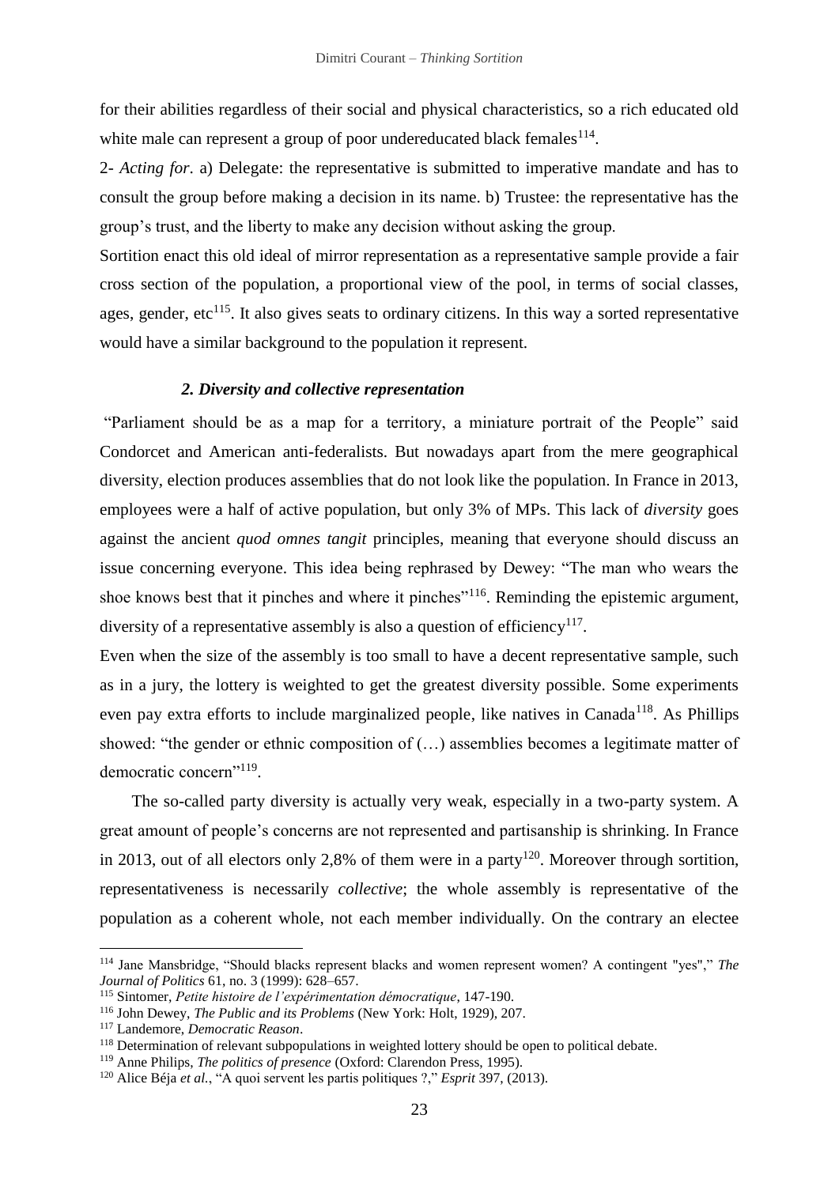for their abilities regardless of their social and physical characteristics, so a rich educated old white male can represent a group of poor undereducated black females[114].

2- *Acting for*. a) Delegate: the representative is submitted to imperative mandate and has to consult the group before making a decision in its name. b) Trustee: the representative has the group's trust, and the liberty to make any decision without asking the group.

Sortition enact this old ideal of mirror representation as a representative sample provide a fair cross section of the population, a proportional view of the pool, in terms of social classes, ages, gender, etc[115]. It also gives seats to ordinary citizens. In this way a sorted representative would have a similar background to the population it represent.

### *2. Diversity and collective representation*

"Parliament should be as a map for a territory, a miniature portrait of the People" said Condorcet and American anti-federalists. But nowadays apart from the mere geographical diversity, election produces assemblies that do not look like the population. In France in 2013, employees were a half of active population, but only 3% of MPs. This lack of *diversity* goes against the ancient *quod omnes tangit* principles, meaning that everyone should discuss an issue concerning everyone. This idea being rephrased by Dewey: "The man who wears the shoe knows best that it pinches and where it pinches"[116]. Reminding the epistemic argument, diversity of a representative assembly is also a question of efficiency[117].

Even when the size of the assembly is too small to have a decent representative sample, such as in a jury, the lottery is weighted to get the greatest diversity possible. Some experiments even pay extra efforts to include marginalized people, like natives in Canada[118]. As Phillips showed: "the gender or ethnic composition of (…) assemblies becomes a legitimate matter of democratic concern"[119].

The so-called party diversity is actually very weak, especially in a two-party system. A great amount of people's concerns are not represented and partisanship is shrinking. In France in 2013, out of all electors only 2,8% of them were in a party[120]. Moreover through sortition, representativeness is necessarily *collective*; the whole assembly is representative of the population as a coherent whole, not each member individually. On the contrary an electee

---

[114] Jane Mansbridge, "Should blacks represent blacks and women represent women? A contingent "yes"," *The Journal of Politics* 61, no. 3 (1999): 628–657.

[115] Sintomer, *Petite histoire de l'expérimentation démocratique*, 147-190.

[116] John Dewey, *The Public and its Problems* (New York: Holt, 1929), 207.

[117] Landemore, *Democratic Reason*.

[118] Determination of relevant subpopulations in weighted lottery should be open to political debate.

[119] Anne Philips, *The politics of presence* (Oxford: Clarendon Press, 1995).

[120] Alice Béja *et al.*, "A quoi servent les partis politiques ?," *Esprit* 397, (2013).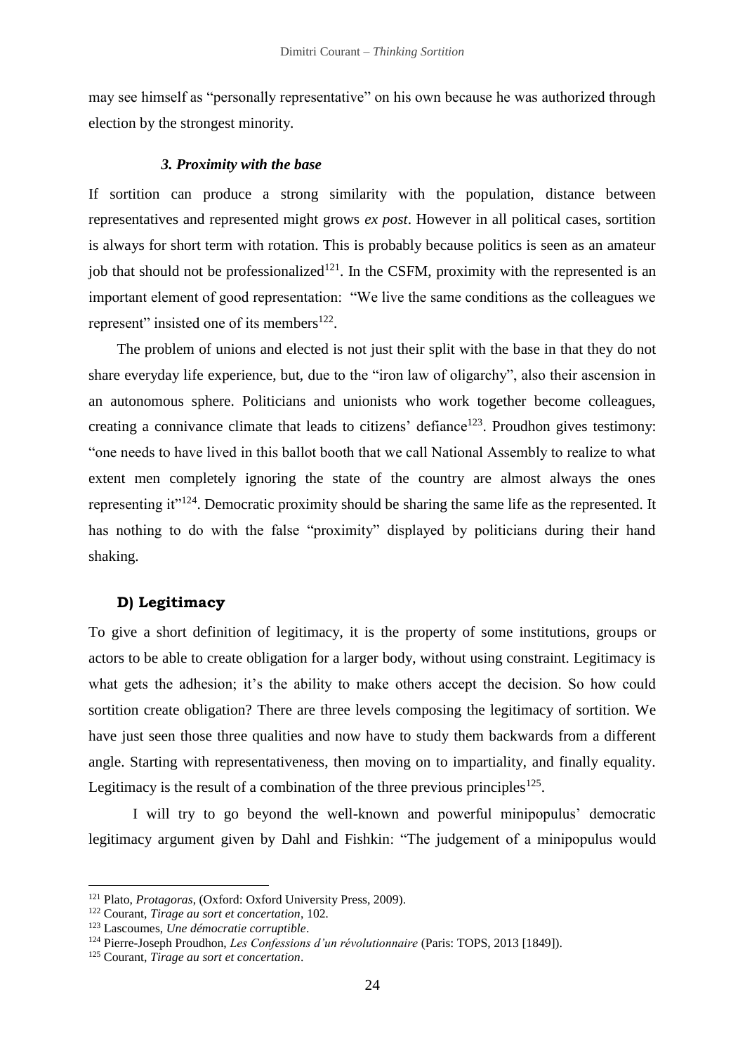may see himself as "personally representative" on his own because he was authorized through election by the strongest minority.

### *3. Proximity with the base*

If sortition can produce a strong similarity with the population, distance between representatives and represented might grows *ex post*. However in all political cases, sortition is always for short term with rotation. This is probably because politics is seen as an amateur job that should not be professionalized[121]. In the CSFM, proximity with the represented is an important element of good representation: "We live the same conditions as the colleagues we represent" insisted one of its members[122].

The problem of unions and elected is not just their split with the base in that they do not share everyday life experience, but, due to the "iron law of oligarchy", also their ascension in an autonomous sphere. Politicians and unionists who work together become colleagues, creating a connivance climate that leads to citizens' defiance[123]. Proudhon gives testimony: "one needs to have lived in this ballot booth that we call National Assembly to realize to what extent men completely ignoring the state of the country are almost always the ones representing it"[124]. Democratic proximity should be sharing the same life as the represented. It has nothing to do with the false "proximity" displayed by politicians during their hand shaking.

## D) Legitimacy

To give a short definition of legitimacy, it is the property of some institutions, groups or actors to be able to create obligation for a larger body, without using constraint. Legitimacy is what gets the adhesion; it's the ability to make others accept the decision. So how could sortition create obligation? There are three levels composing the legitimacy of sortition. We have just seen those three qualities and now have to study them backwards from a different angle. Starting with representativeness, then moving on to impartiality, and finally equality. Legitimacy is the result of a combination of the three previous principles[125].

I will try to go beyond the well-known and powerful minipopulus' democratic legitimacy argument given by Dahl and Fishkin: "The judgement of a minipopulus would

---

[121] Plato, *Protagoras*, (Oxford: Oxford University Press, 2009).

[122] Courant, *Tirage au sort et concertation*, 102.

[123] Lascoumes, *Une démocratie corruptible*.

[124] Pierre-Joseph Proudhon, *Les Confessions d'un révolutionnaire* (Paris: TOPS, 2013 [1849]).

[125] Courant, *Tirage au sort et concertation*.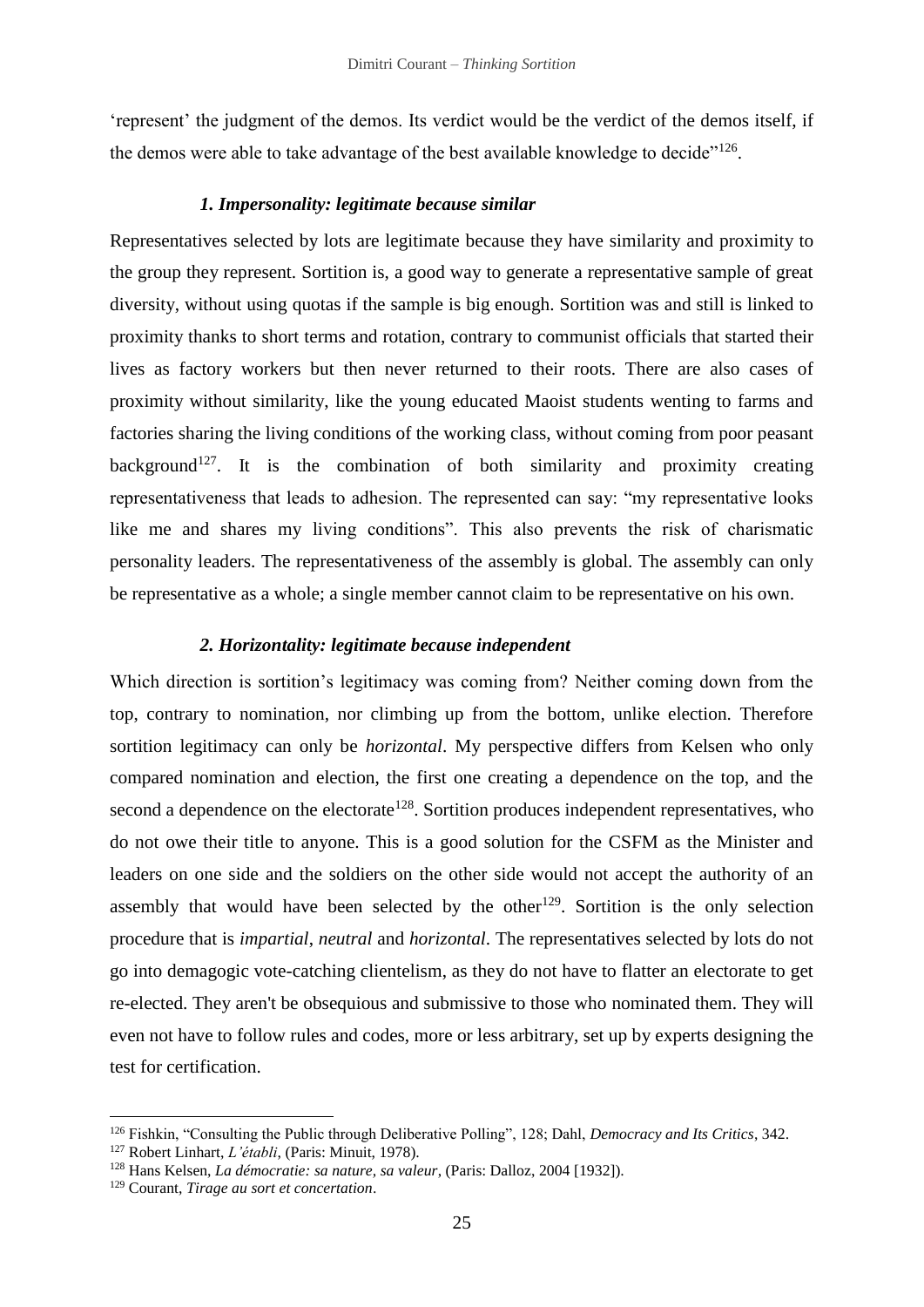'represent' the judgment of the demos. Its verdict would be the verdict of the demos itself, if the demos were able to take advantage of the best available knowledge to decide"[126].

#### *1. Impersonality: legitimate because similar*

Representatives selected by lots are legitimate because they have similarity and proximity to the group they represent. Sortition is, a good way to generate a representative sample of great diversity, without using quotas if the sample is big enough. Sortition was and still is linked to proximity thanks to short terms and rotation, contrary to communist officials that started their lives as factory workers but then never returned to their roots. There are also cases of proximity without similarity, like the young educated Maoist students wenting to farms and factories sharing the living conditions of the working class, without coming from poor peasant background[127]. It is the combination of both similarity and proximity creating representativeness that leads to adhesion. The represented can say: "my representative looks like me and shares my living conditions". This also prevents the risk of charismatic personality leaders. The representativeness of the assembly is global. The assembly can only be representative as a whole; a single member cannot claim to be representative on his own.

#### *2. Horizontality: legitimate because independent*

Which direction is sortition's legitimacy was coming from? Neither coming down from the top, contrary to nomination, nor climbing up from the bottom, unlike election. Therefore sortition legitimacy can only be *horizontal*. My perspective differs from Kelsen who only compared nomination and election, the first one creating a dependence on the top, and the second a dependence on the electorate[128]. Sortition produces independent representatives, who do not owe their title to anyone. This is a good solution for the CSFM as the Minister and leaders on one side and the soldiers on the other side would not accept the authority of an assembly that would have been selected by the other[129]. Sortition is the only selection procedure that is *impartial*, *neutral* and *horizontal*. The representatives selected by lots do not go into demagogic vote-catching clientelism, as they do not have to flatter an electorate to get re-elected. They aren't be obsequious and submissive to those who nominated them. They will even not have to follow rules and codes, more or less arbitrary, set up by experts designing the test for certification.

---

[126] Fishkin, "Consulting the Public through Deliberative Polling", 128; Dahl, *Democracy and Its Critics*, 342.

[127] Robert Linhart, *L'établi*, (Paris: Minuit, 1978).

[128] Hans Kelsen, *La démocratie: sa nature, sa valeur*, (Paris: Dalloz, 2004 [1932]).

[129] Courant, *Tirage au sort et concertation*.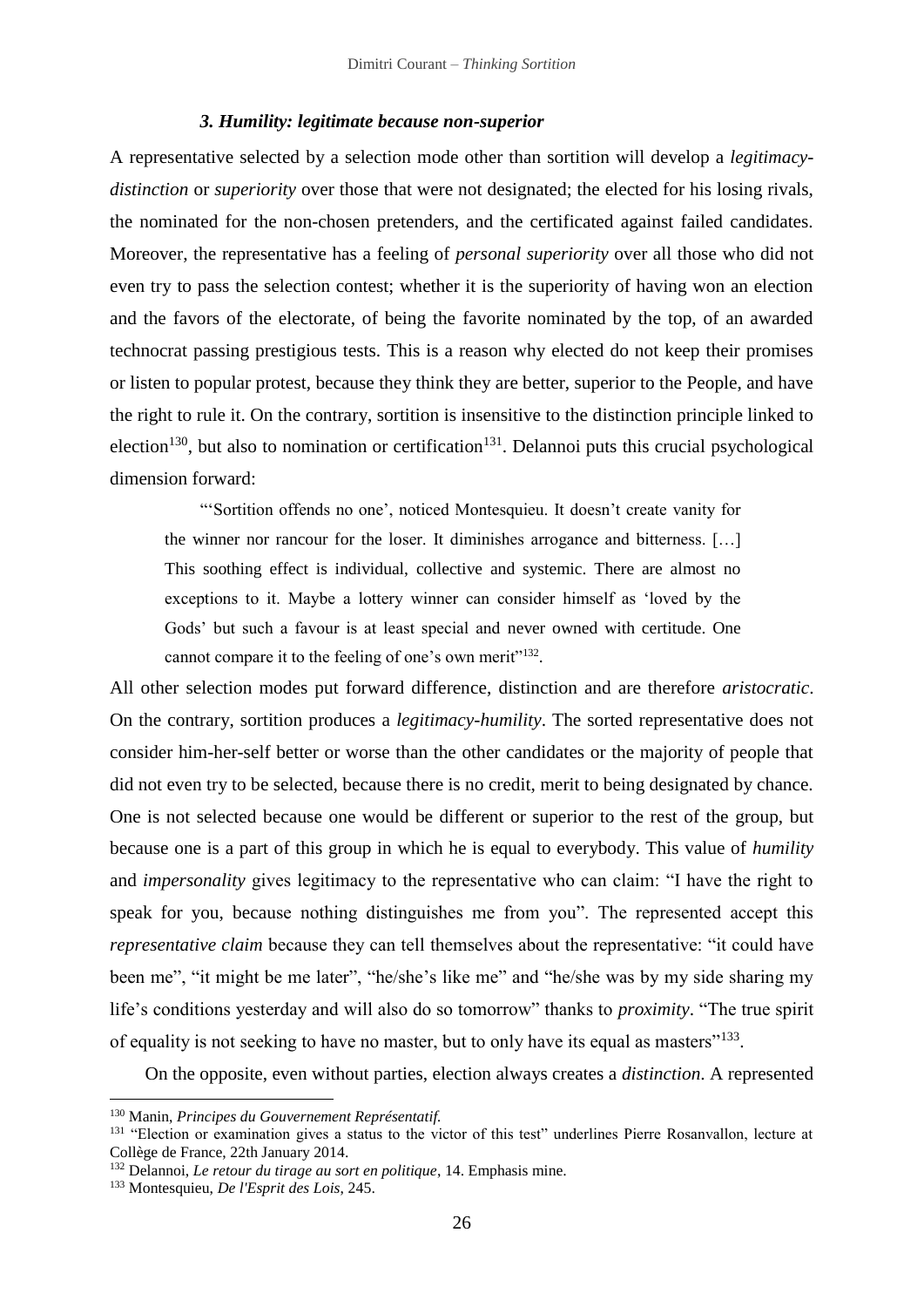### *3. Humility: legitimate because non-superior*

A representative selected by a selection mode other than sortition will develop a *legitimacy-distinction* or *superiority* over those that were not designated; the elected for his losing rivals, the nominated for the non-chosen pretenders, and the certificated against failed candidates. Moreover, the representative has a feeling of *personal superiority* over all those who did not even try to pass the selection contest; whether it is the superiority of having won an election and the favors of the electorate, of being the favorite nominated by the top, of an awarded technocrat passing prestigious tests. This is a reason why elected do not keep their promises or listen to popular protest, because they think they are better, superior to the People, and have the right to rule it. On the contrary, sortition is insensitive to the distinction principle linked to election[130], but also to nomination or certification[131]. Delannoi puts this crucial psychological dimension forward:

> "'Sortition offends no one', noticed Montesquieu. It doesn't create vanity for the winner nor rancour for the loser. It diminishes arrogance and bitterness. […] This soothing effect is individual, collective and systemic. There are almost no exceptions to it. Maybe a lottery winner can consider himself as 'loved by the Gods' but such a favour is at least special and never owned with certitude. One cannot compare it to the feeling of one's own merit"[132].

All other selection modes put forward difference, distinction and are therefore *aristocratic*. On the contrary, sortition produces a *legitimacy-humility*. The sorted representative does not consider him-her-self better or worse than the other candidates or the majority of people that did not even try to be selected, because there is no credit, merit to being designated by chance. One is not selected because one would be different or superior to the rest of the group, but because one is a part of this group in which he is equal to everybody. This value of *humility* and *impersonality* gives legitimacy to the representative who can claim: "I have the right to speak for you, because nothing distinguishes me from you". The represented accept this *representative claim* because they can tell themselves about the representative: "it could have been me", "it might be me later", "he/she's like me" and "he/she was by my side sharing my life's conditions yesterday and will also do so tomorrow" thanks to *proximity*. "The true spirit of equality is not seeking to have no master, but to only have its equal as masters"[133].

On the opposite, even without parties, election always creates a *distinction*. A represented

---

[130] Manin, *Principes du Gouvernement Représentatif.*

[131] "Election or examination gives a status to the victor of this test" underlines Pierre Rosanvallon, lecture at Collège de France, 22th January 2014.

[132] Delannoi, *Le retour du tirage au sort en politique*, 14. Emphasis mine.

[133] Montesquieu, *De l'Esprit des Lois*, 245.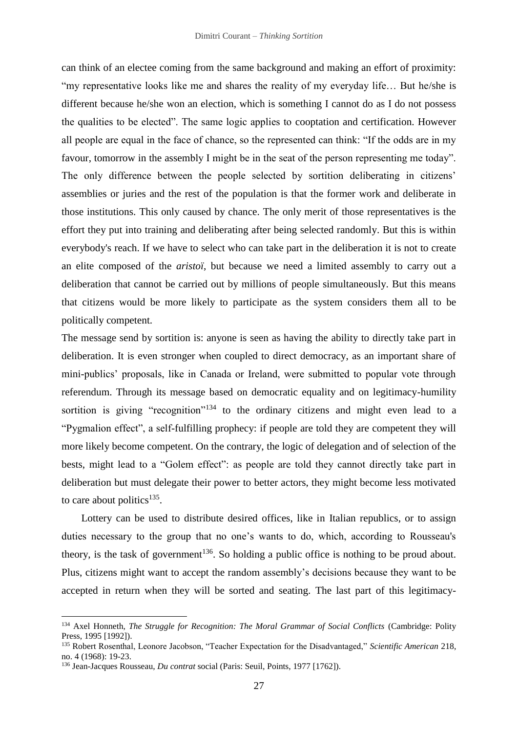can think of an electee coming from the same background and making an effort of proximity: "my representative looks like me and shares the reality of my everyday life… But he/she is different because he/she won an election, which is something I cannot do as I do not possess the qualities to be elected". The same logic applies to cooptation and certification. However all people are equal in the face of chance, so the represented can think: "If the odds are in my favour, tomorrow in the assembly I might be in the seat of the person representing me today". The only difference between the people selected by sortition deliberating in citizens' assemblies or juries and the rest of the population is that the former work and deliberate in those institutions. This only caused by chance. The only merit of those representatives is the effort they put into training and deliberating after being selected randomly. But this is within everybody's reach. If we have to select who can take part in the deliberation it is not to create an elite composed of the *aristoï*, but because we need a limited assembly to carry out a deliberation that cannot be carried out by millions of people simultaneously. But this means that citizens would be more likely to participate as the system considers them all to be politically competent.

The message send by sortition is: anyone is seen as having the ability to directly take part in deliberation. It is even stronger when coupled to direct democracy, as an important share of mini-publics' proposals, like in Canada or Ireland, were submitted to popular vote through referendum. Through its message based on democratic equality and on legitimacy-humility sortition is giving "recognition"[134] to the ordinary citizens and might even lead to a "Pygmalion effect", a self-fulfilling prophecy: if people are told they are competent they will more likely become competent. On the contrary, the logic of delegation and of selection of the bests, might lead to a "Golem effect": as people are told they cannot directly take part in deliberation but must delegate their power to better actors, they might become less motivated to care about politics[135].

Lottery can be used to distribute desired offices, like in Italian republics, or to assign duties necessary to the group that no one's wants to do, which, according to Rousseau's theory, is the task of government[136]. So holding a public office is nothing to be proud about. Plus, citizens might want to accept the random assembly's decisions because they want to be accepted in return when they will be sorted and seating. The last part of this legitimacy-

---

[134] Axel Honneth, *The Struggle for Recognition: The Moral Grammar of Social Conflicts* (Cambridge: Polity Press, 1995 [1992]).

[135] Robert Rosenthal, Leonore Jacobson, "Teacher Expectation for the Disadvantaged," *Scientific American* 218, no. 4 (1968): 19-23.

[136] Jean-Jacques Rousseau, *Du contrat* social (Paris: Seuil, Points, 1977 [1762]).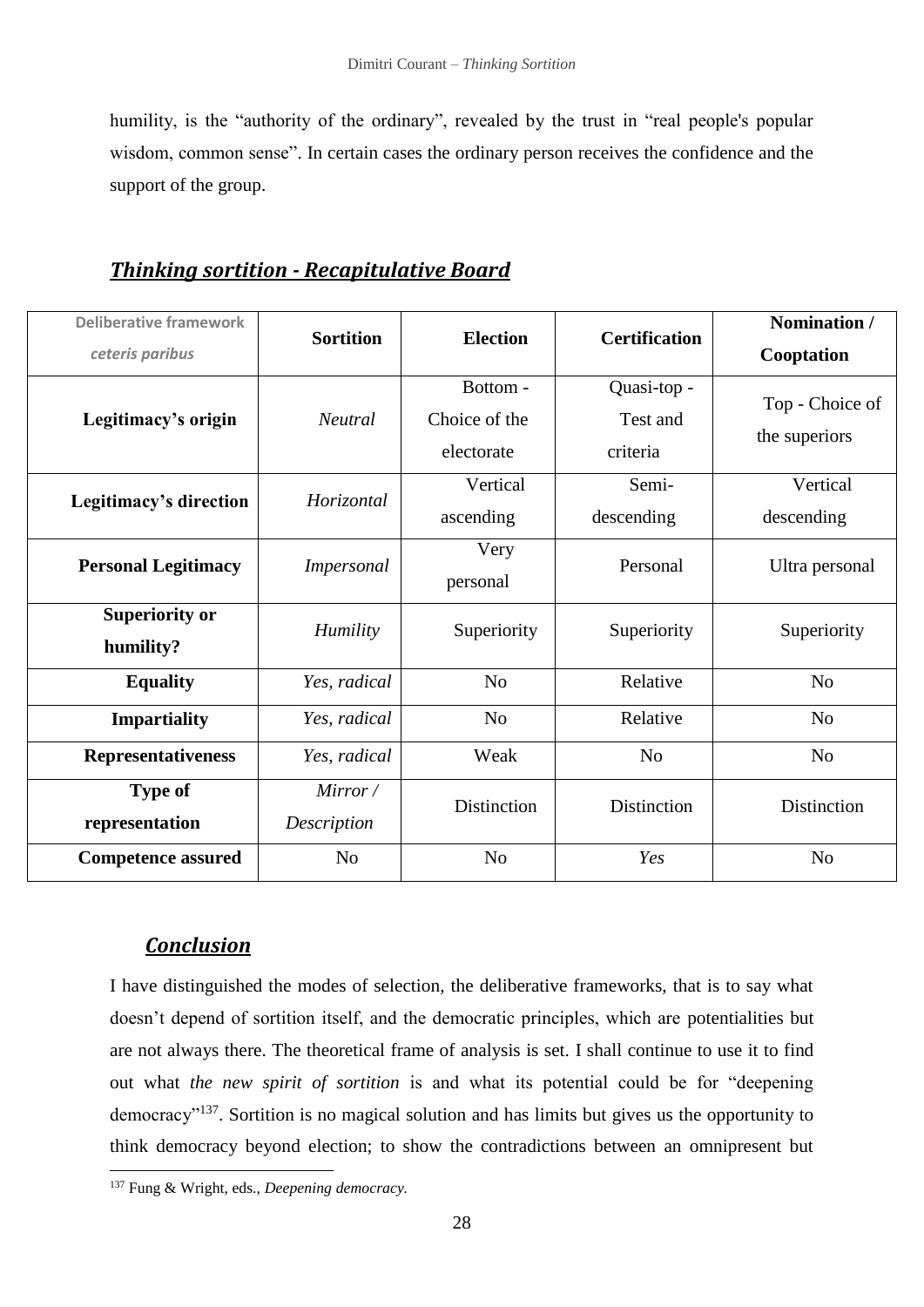humility, is the "authority of the ordinary", revealed by the trust in "real people's popular wisdom, common sense". In certain cases the ordinary person receives the confidence and the support of the group.

## *Thinking sortition - Recapitulative Board*

| **Deliberative framework** *ceteris paribus* | **Sortition** | **Election** | **Certification** | **Nomination / Cooptation** |
|---|---|---|---|---|
| **Legitimacy's origin** | *Neutral* | Bottom - Choice of the electorate | Quasi-top - Test and criteria | Top - Choice of the superiors |
| **Legitimacy's direction** | *Horizontal* | Vertical ascending | Semi-descending | Vertical descending |
| **Personal Legitimacy** | *Impersonal* | Very personal | Personal | Ultra personal |
| **Superiority or humility?** | *Humility* | Superiority | Superiority | Superiority |
| **Equality** | *Yes, radical* | No | Relative | No |
| **Impartiality** | *Yes, radical* | No | Relative | No |
| **Representativeness** | *Yes, radical* | Weak | No | No |
| **Type of representation** | *Mirror / Description* | Distinction | Distinction | Distinction |
| **Competence assured** | No | No | *Yes* | No |

## *Conclusion*

I have distinguished the modes of selection, the deliberative frameworks, that is to say what doesn't depend of sortition itself, and the democratic principles, which are potentialities but are not always there. The theoretical frame of analysis is set. I shall continue to use it to find out what *the new spirit of sortition* is and what its potential could be for "deepening democracy"[137]. Sortition is no magical solution and has limits but gives us the opportunity to think democracy beyond election; to show the contradictions between an omnipresent but

[137] Fung & Wright, eds., *Deepening democracy.*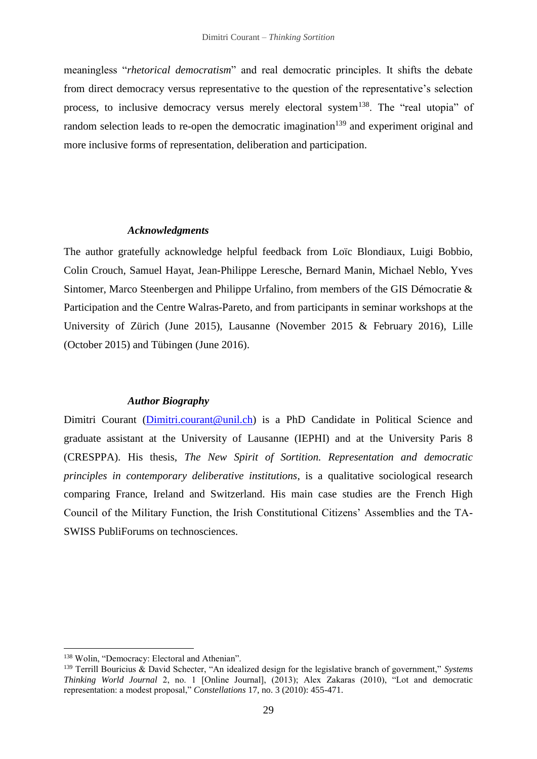meaningless "*rhetorical democratism*" and real democratic principles. It shifts the debate from direct democracy versus representative to the question of the representative's selection process, to inclusive democracy versus merely electoral system[138]. The "real utopia" of random selection leads to re-open the democratic imagination[139] and experiment original and more inclusive forms of representation, deliberation and participation.

### *Acknowledgments*

The author gratefully acknowledge helpful feedback from Loïc Blondiaux, Luigi Bobbio, Colin Crouch, Samuel Hayat, Jean-Philippe Leresche, Bernard Manin, Michael Neblo, Yves Sintomer, Marco Steenbergen and Philippe Urfalino, from members of the GIS Démocratie & Participation and the Centre Walras-Pareto, and from participants in seminar workshops at the University of Zürich (June 2015), Lausanne (November 2015 & February 2016), Lille (October 2015) and Tübingen (June 2016).

### *Author Biography*

Dimitri Courant (Dimitri.courant@unil.ch) is a PhD Candidate in Political Science and graduate assistant at the University of Lausanne (IEPHI) and at the University Paris 8 (CRESPPA). His thesis, *The New Spirit of Sortition. Representation and democratic principles in contemporary deliberative institutions*, is a qualitative sociological research comparing France, Ireland and Switzerland. His main case studies are the French High Council of the Military Function, the Irish Constitutional Citizens' Assemblies and the TA-SWISS PubliForums on technosciences.

---

[138] Wolin, "Democracy: Electoral and Athenian".

[139] Terrill Bouricius & David Schecter, "An idealized design for the legislative branch of government," *Systems Thinking World Journal* 2, no. 1 [Online Journal], (2013); Alex Zakaras (2010), "Lot and democratic representation: a modest proposal," *Constellations* 17, no. 3 (2010): 455-471.